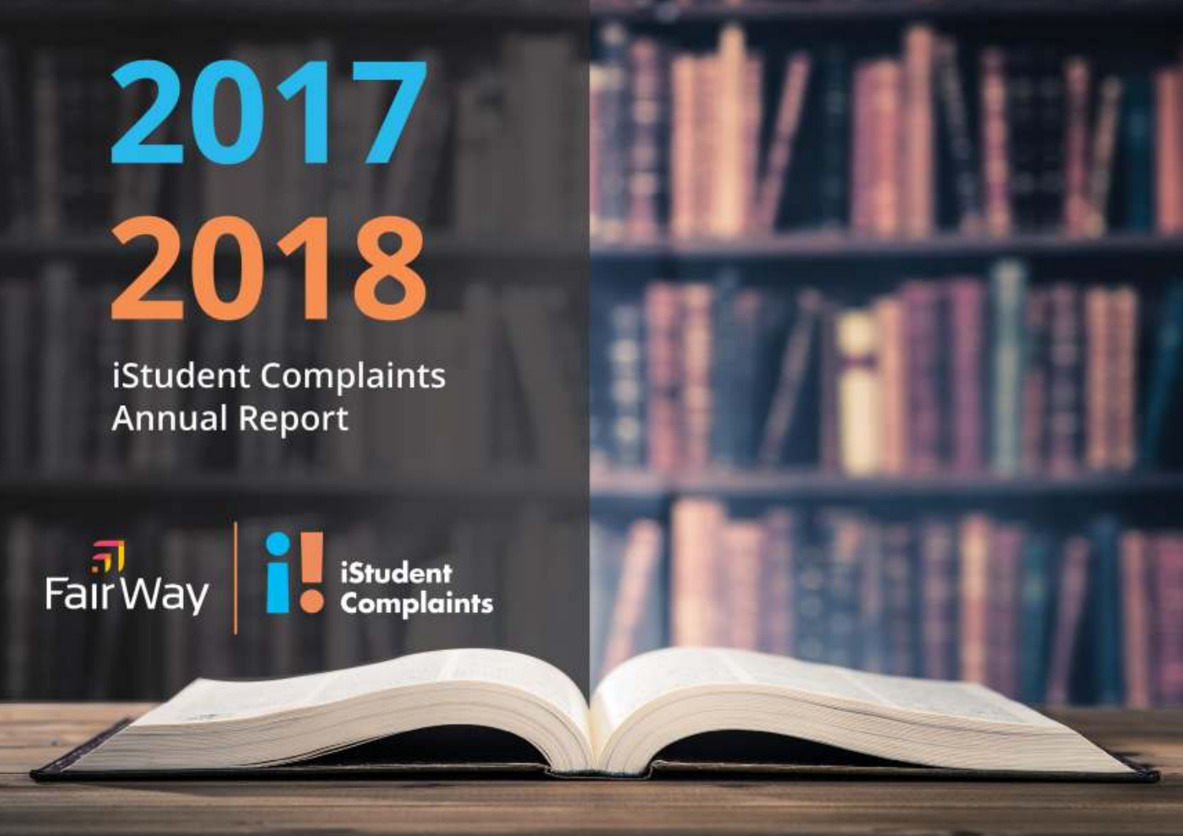# 2017 2018

iStudent Complaints Annual Report

Fair Way | iStudent Complaints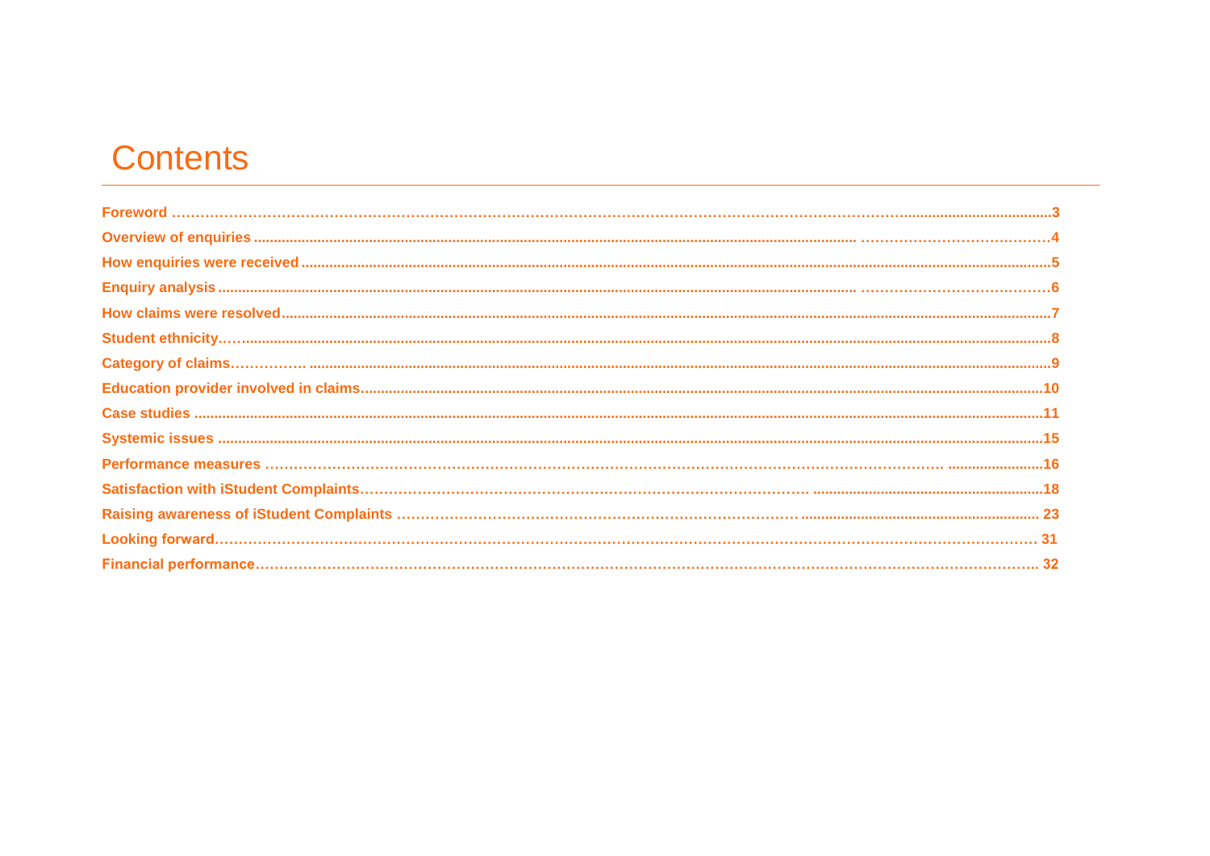# Contents

| | |
|---|---|
| **Foreword** | **3** |
| **Overview of enquiries** | **4** |
| **How enquiries were received** | **5** |
| **Enquiry analysis** | **6** |
| **How claims were resolved** | **7** |
| **Student ethnicity** | **8** |
| **Category of claims** | **9** |
| **Education provider involved in claims** | **10** |
| **Case studies** | **11** |
| **Systemic issues** | **15** |
| **Performance measures** | **16** |
| **Satisfaction with iStudent Complaints** | **18** |
| **Raising awareness of iStudent Complaints** | **23** |
| **Looking forward** | **31** |
| **Financial performance** | **32** |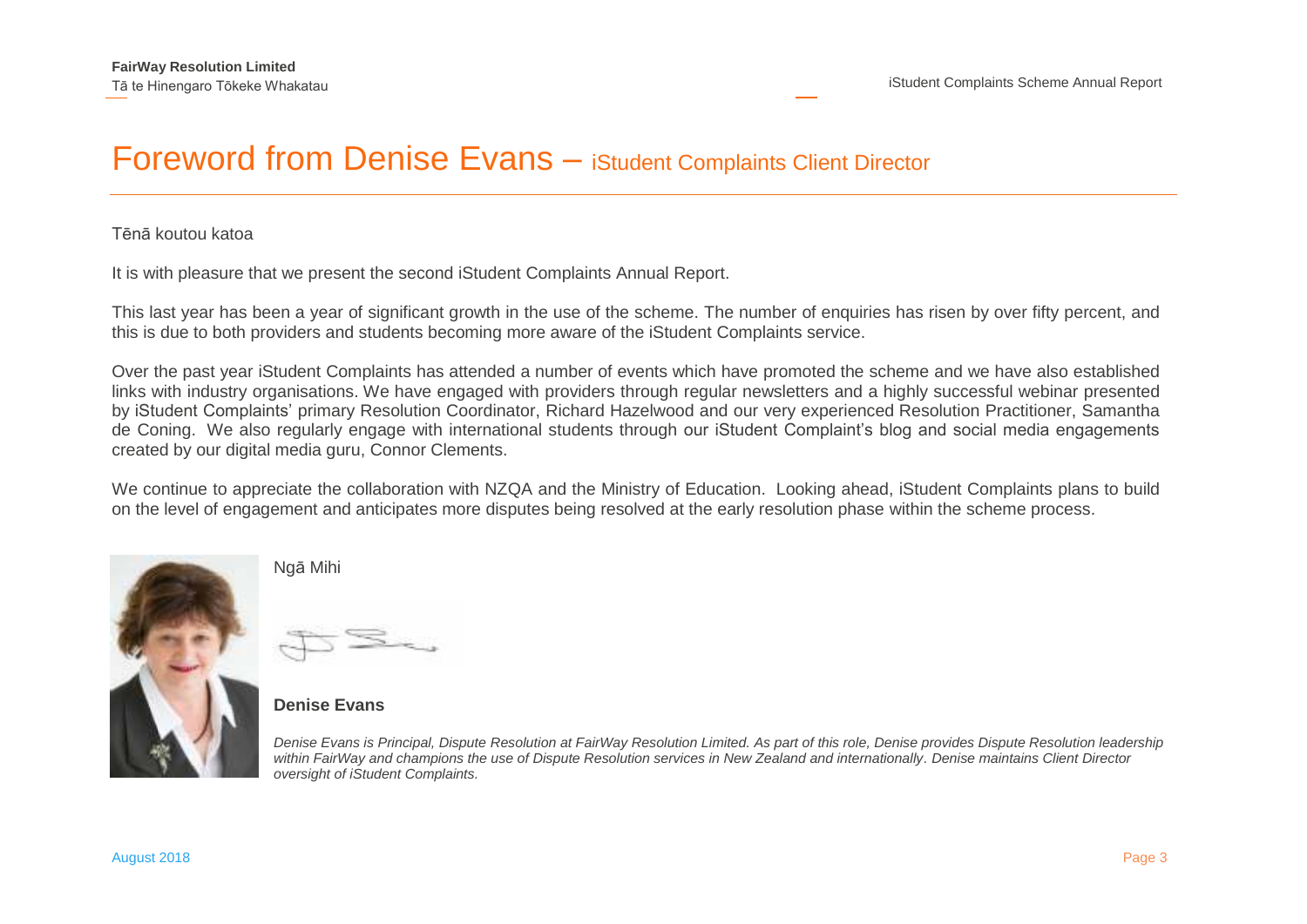# Foreword from Denise Evans – iStudent Complaints Client Director

Tēnā koutou katoa

It is with pleasure that we present the second iStudent Complaints Annual Report.

This last year has been a year of significant growth in the use of the scheme. The number of enquiries has risen by over fifty percent, and this is due to both providers and students becoming more aware of the iStudent Complaints service.

Over the past year iStudent Complaints has attended a number of events which have promoted the scheme and we have also established links with industry organisations. We have engaged with providers through regular newsletters and a highly successful webinar presented by iStudent Complaints' primary Resolution Coordinator, Richard Hazelwood and our very experienced Resolution Practitioner, Samantha de Coning. We also regularly engage with international students through our iStudent Complaint's blog and social media engagements created by our digital media guru, Connor Clements.

We continue to appreciate the collaboration with NZQA and the Ministry of Education. Looking ahead, iStudent Complaints plans to build on the level of engagement and anticipates more disputes being resolved at the early resolution phase within the scheme process.

Ngā Mihi

**Denise Evans**

*Denise Evans is Principal, Dispute Resolution at FairWay Resolution Limited. As part of this role, Denise provides Dispute Resolution leadership within FairWay and champions the use of Dispute Resolution services in New Zealand and internationally. Denise maintains Client Director oversight of iStudent Complaints.*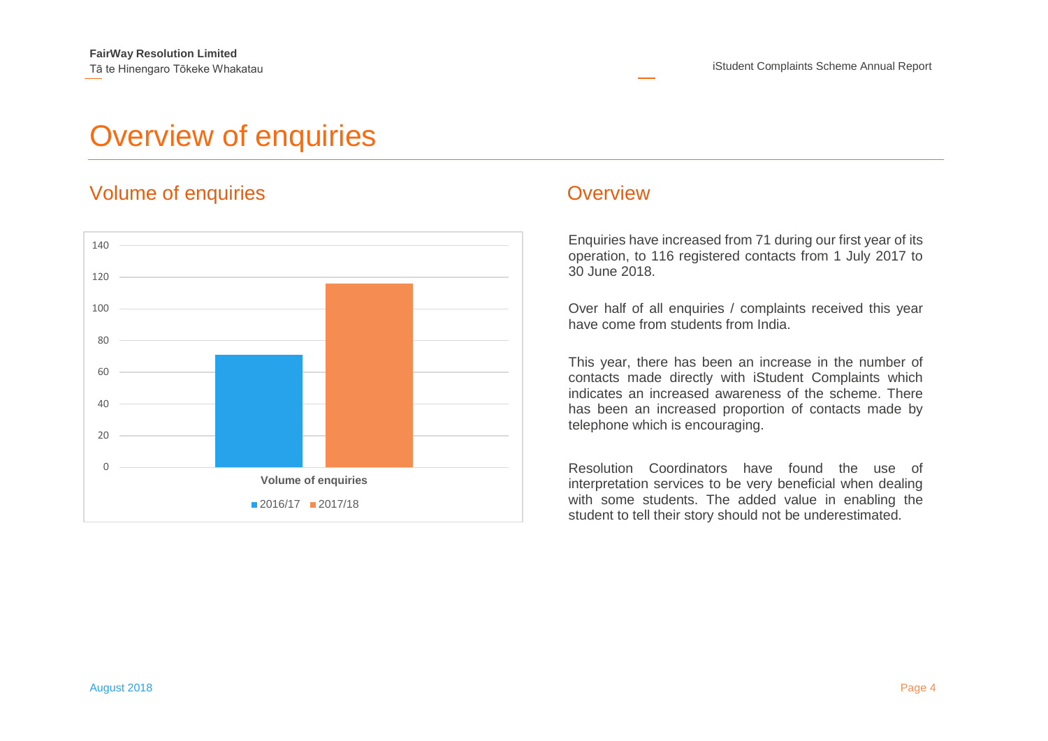# Overview of enquiries

## Volume of enquiries

| Volume of enquiries | 2016/17 | 2017/18 |
|---|---|---|
| Enquiries | 71 | 116 |

## Overview

Enquiries have increased from 71 during our first year of its operation, to 116 registered contacts from 1 July 2017 to 30 June 2018.

Over half of all enquiries / complaints received this year have come from students from India.

This year, there has been an increase in the number of contacts made directly with iStudent Complaints which indicates an increased awareness of the scheme. There has been an increased proportion of contacts made by telephone which is encouraging.

Resolution Coordinators have found the use of interpretation services to be very beneficial when dealing with some students. The added value in enabling the student to tell their story should not be underestimated.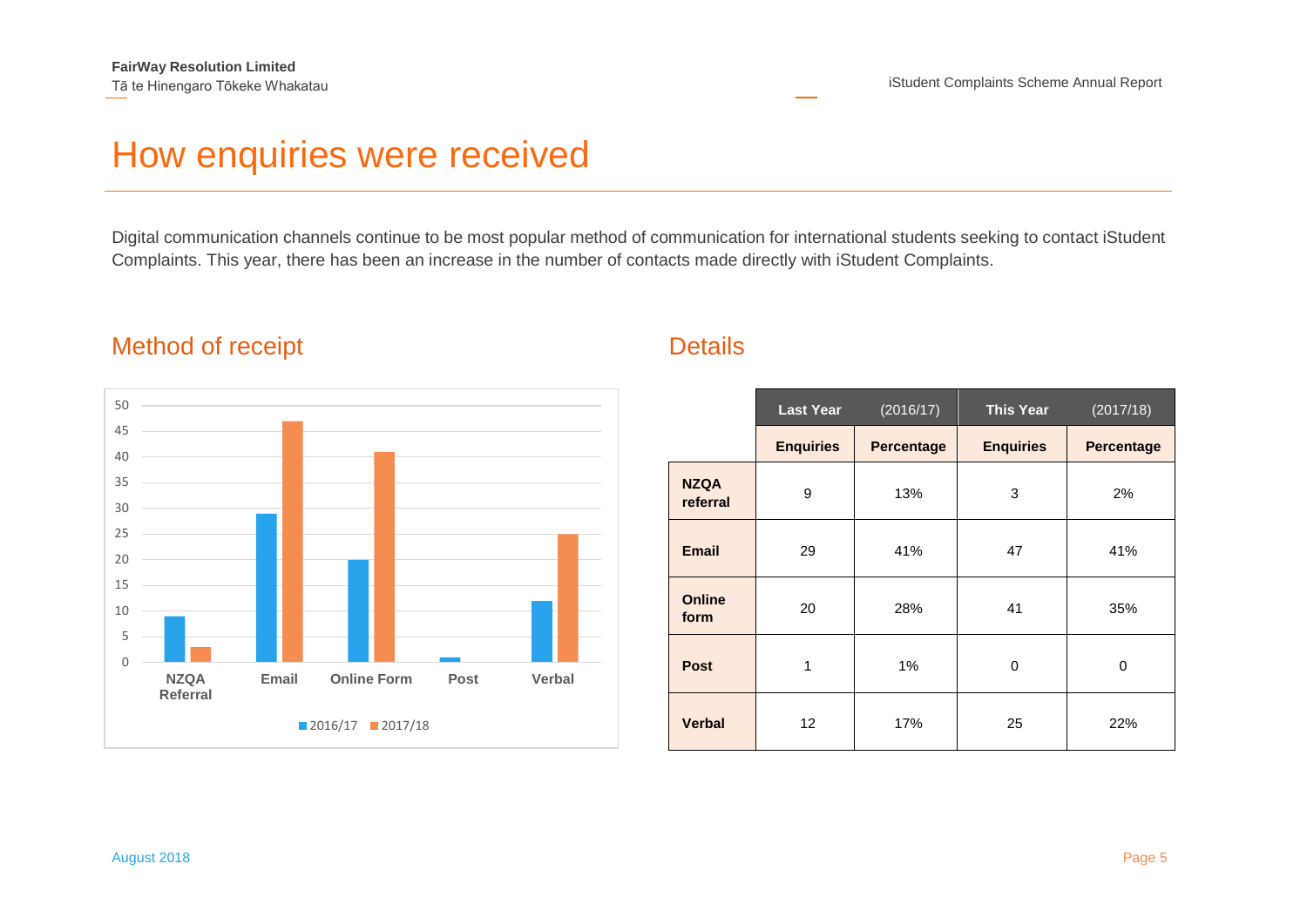# How enquiries were received

Digital communication channels continue to be most popular method of communication for international students seeking to contact iStudent Complaints. This year, there has been an increase in the number of contacts made directly with iStudent Complaints.

## Method of receipt

| | 2016/17 | 2017/18 |
|---|---|---|
| NZQA Referral | 9 | 3 |
| Email | 29 | 47 |
| Online Form | 20 | 41 |
| Post | 1 | 0 |
| Verbal | 12 | 25 |

## Details

| | Last Year (2016/17) | | This Year (2017/18) | |
|---|---|---|---|---|
| | **Enquiries** | **Percentage** | **Enquiries** | **Percentage** |
| **NZQA referral** | 9 | 13% | 3 | 2% |
| **Email** | 29 | 41% | 47 | 41% |
| **Online form** | 20 | 28% | 41 | 35% |
| **Post** | 1 | 1% | 0 | 0 |
| **Verbal** | 12 | 17% | 25 | 22% |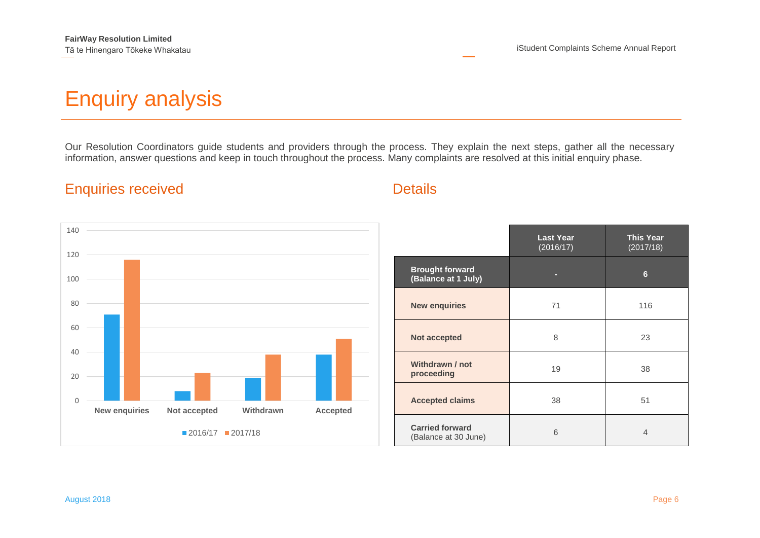# Enquiry analysis

Our Resolution Coordinators guide students and providers through the process. They explain the next steps, gather all the necessary information, answer questions and keep in touch throughout the process. Many complaints are resolved at this initial enquiry phase.

## Enquiries received

| | 2016/17 | 2017/18 |
|---|---|---|
| New enquiries | 71 | 116 |
| Not accepted | 8 | 23 |
| Withdrawn | 19 | 38 |
| Accepted | 38 | 51 |

## Details

| | Last Year (2016/17) | This Year (2017/18) |
|---|---|---|
| **Brought forward (Balance at 1 July)** | - | 6 |
| **New enquiries** | 71 | 116 |
| **Not accepted** | 8 | 23 |
| **Withdrawn / not proceeding** | 19 | 38 |
| **Accepted claims** | 38 | 51 |
| **Carried forward** (Balance at 30 June) | 6 | 4 |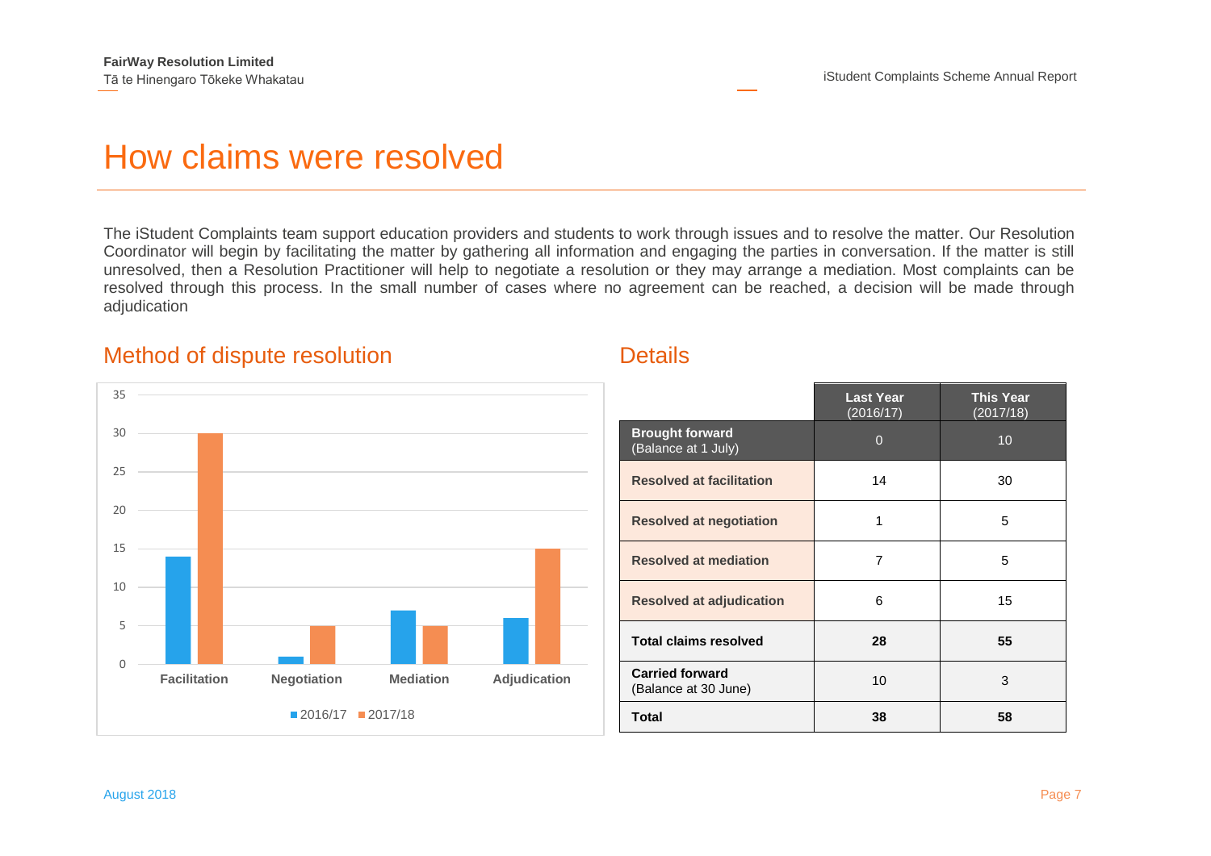# How claims were resolved

The iStudent Complaints team support education providers and students to work through issues and to resolve the matter. Our Resolution Coordinator will begin by facilitating the matter by gathering all information and engaging the parties in conversation. If the matter is still unresolved, then a Resolution Practitioner will help to negotiate a resolution or they may arrange a mediation. Most complaints can be resolved through this process. In the small number of cases where no agreement can be reached, a decision will be made through adjudication

## Method of dispute resolution

| | 2016/17 | 2017/18 |
|---|---|---|
| Facilitation | 14 | 30 |
| Negotiation | 1 | 5 |
| Mediation | 7 | 5 |
| Adjudication | 6 | 15 |

## Details

| | Last Year (2016/17) | This Year (2017/18) |
|---|---|---|
| **Brought forward** (Balance at 1 July) | 0 | 10 |
| **Resolved at facilitation** | 14 | 30 |
| **Resolved at negotiation** | 1 | 5 |
| **Resolved at mediation** | 7 | 5 |
| **Resolved at adjudication** | 6 | 15 |
| **Total claims resolved** | **28** | **55** |
| **Carried forward** (Balance at 30 June) | 10 | 3 |
| **Total** | **38** | **58** |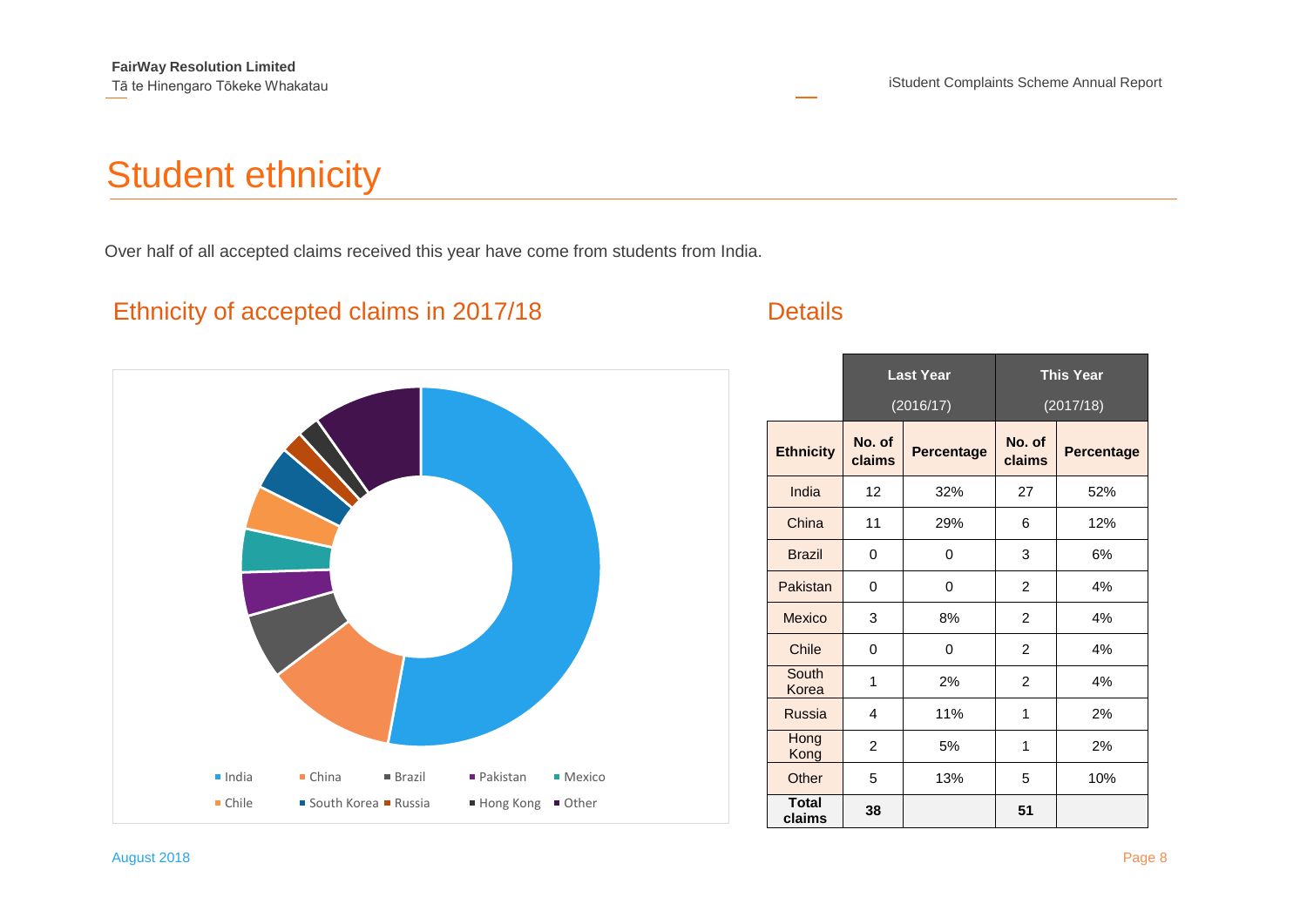# Student ethnicity

Over half of all accepted claims received this year have come from students from India.

## Ethnicity of accepted claims in 2017/18

India · China · Brazil · Pakistan · Mexico · Chile · South Korea · Russia · Hong Kong · Other

## Details

| | Last Year (2016/17) | | This Year (2017/18) | |
|---|---|---|---|---|
| **Ethnicity** | **No. of claims** | **Percentage** | **No. of claims** | **Percentage** |
| India | 12 | 32% | 27 | 52% |
| China | 11 | 29% | 6 | 12% |
| Brazil | 0 | 0 | 3 | 6% |
| Pakistan | 0 | 0 | 2 | 4% |
| Mexico | 3 | 8% | 2 | 4% |
| Chile | 0 | 0 | 2 | 4% |
| South Korea | 1 | 2% | 2 | 4% |
| Russia | 4 | 11% | 1 | 2% |
| Hong Kong | 2 | 5% | 1 | 2% |
| Other | 5 | 13% | 5 | 10% |
| **Total claims** | **38** | | **51** | |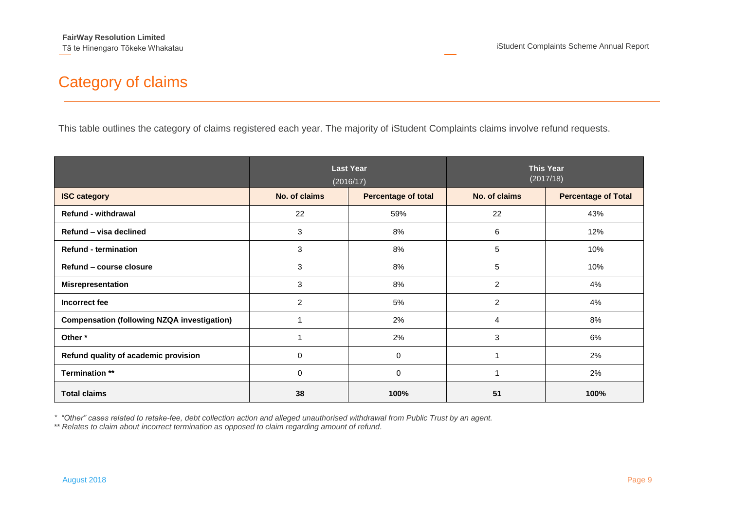## Category of claims

This table outlines the category of claims registered each year. The majority of iStudent Complaints claims involve refund requests.

| | Last Year (2016/17) | | This Year (2017/18) | |
|---|---|---|---|---|
| **ISC category** | **No. of claims** | **Percentage of total** | **No. of claims** | **Percentage of Total** |
| **Refund - withdrawal** | 22 | 59% | 22 | 43% |
| **Refund – visa declined** | 3 | 8% | 6 | 12% |
| **Refund - termination** | 3 | 8% | 5 | 10% |
| **Refund – course closure** | 3 | 8% | 5 | 10% |
| **Misrepresentation** | 3 | 8% | 2 | 4% |
| **Incorrect fee** | 2 | 5% | 2 | 4% |
| **Compensation (following NZQA investigation)** | 1 | 2% | 4 | 8% |
| **Other *** | 1 | 2% | 3 | 6% |
| **Refund quality of academic provision** | 0 | 0 | 1 | 2% |
| **Termination **** | 0 | 0 | 1 | 2% |
| **Total claims** | **38** | **100%** | **51** | **100%** |

*\* "Other" cases related to retake-fee, debt collection action and alleged unauthorised withdrawal from Public Trust by an agent.*

*\*\* Relates to claim about incorrect termination as opposed to claim regarding amount of refund.*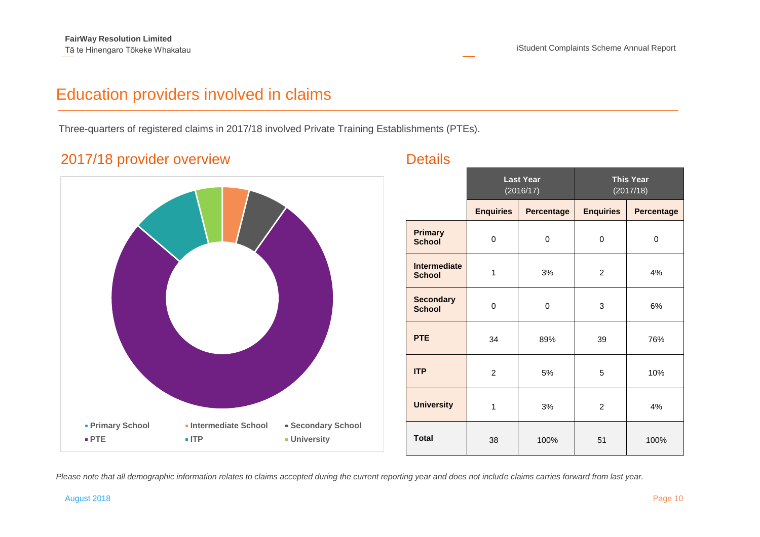# Education providers involved in claims

Three-quarters of registered claims in 2017/18 involved Private Training Establishments (PTEs).

## 2017/18 provider overview

- Primary School
- Intermediate School
- Secondary School
- PTE
- ITP
- University

## Details

| | Last Year (2016/17) | | This Year (2017/18) | |
|---|---|---|---|---|
| | **Enquiries** | **Percentage** | **Enquiries** | **Percentage** |
| **Primary School** | 0 | 0 | 0 | 0 |
| **Intermediate School** | 1 | 3% | 2 | 4% |
| **Secondary School** | 0 | 0 | 3 | 6% |
| **PTE** | 34 | 89% | 39 | 76% |
| **ITP** | 2 | 5% | 5 | 10% |
| **University** | 1 | 3% | 2 | 4% |
| **Total** | 38 | 100% | 51 | 100% |

*Please note that all demographic information relates to claims accepted during the current reporting year and does not include claims carries forward from last year.*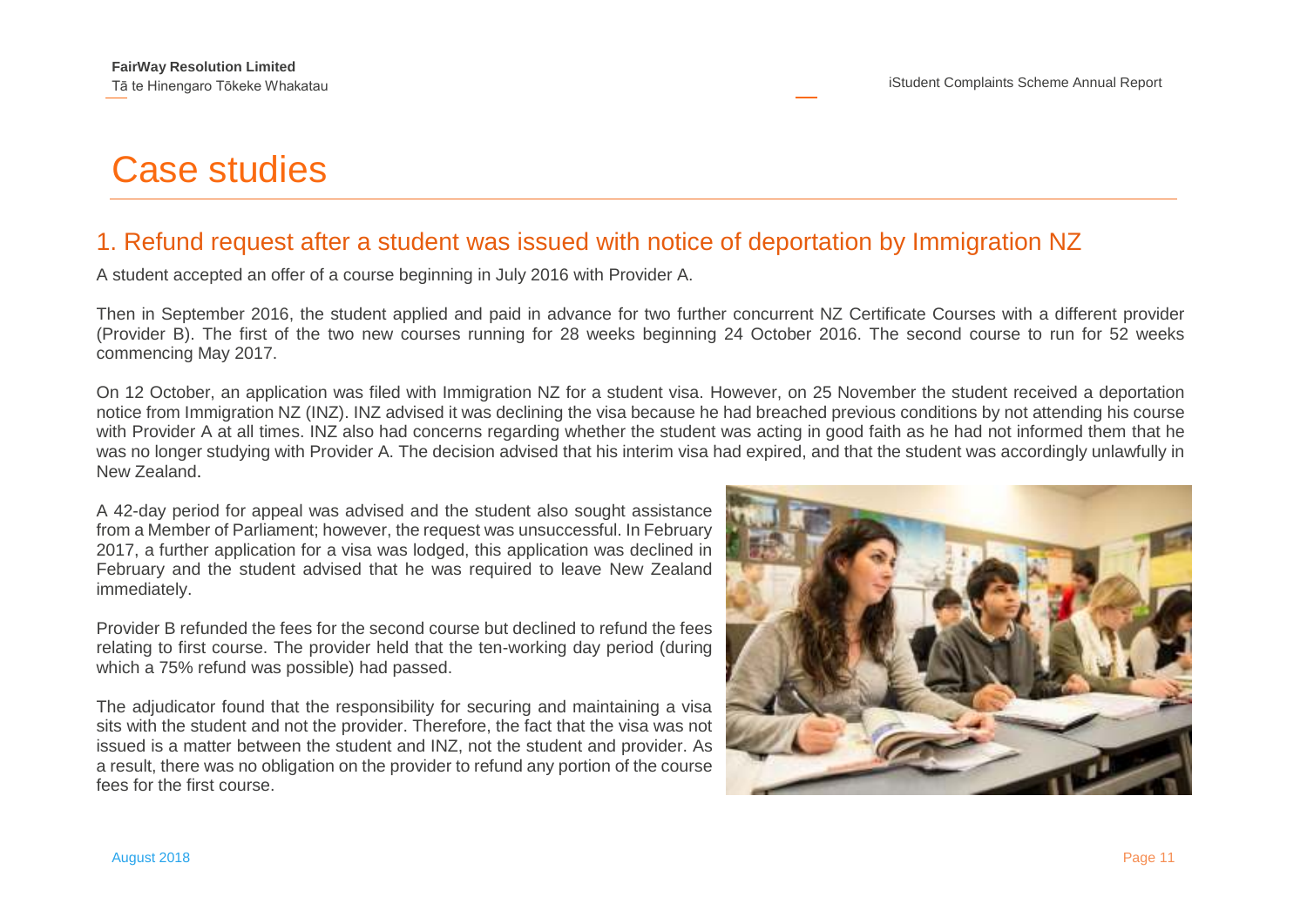# Case studies

## 1. Refund request after a student was issued with notice of deportation by Immigration NZ

A student accepted an offer of a course beginning in July 2016 with Provider A.

Then in September 2016, the student applied and paid in advance for two further concurrent NZ Certificate Courses with a different provider (Provider B). The first of the two new courses running for 28 weeks beginning 24 October 2016. The second course to run for 52 weeks commencing May 2017.

On 12 October, an application was filed with Immigration NZ for a student visa. However, on 25 November the student received a deportation notice from Immigration NZ (INZ). INZ advised it was declining the visa because he had breached previous conditions by not attending his course with Provider A at all times. INZ also had concerns regarding whether the student was acting in good faith as he had not informed them that he was no longer studying with Provider A. The decision advised that his interim visa had expired, and that the student was accordingly unlawfully in New Zealand.

A 42-day period for appeal was advised and the student also sought assistance from a Member of Parliament; however, the request was unsuccessful. In February 2017, a further application for a visa was lodged, this application was declined in February and the student advised that he was required to leave New Zealand immediately.

Provider B refunded the fees for the second course but declined to refund the fees relating to first course. The provider held that the ten-working day period (during which a 75% refund was possible) had passed.

The adjudicator found that the responsibility for securing and maintaining a visa sits with the student and not the provider. Therefore, the fact that the visa was not issued is a matter between the student and INZ, not the student and provider. As a result, there was no obligation on the provider to refund any portion of the course fees for the first course.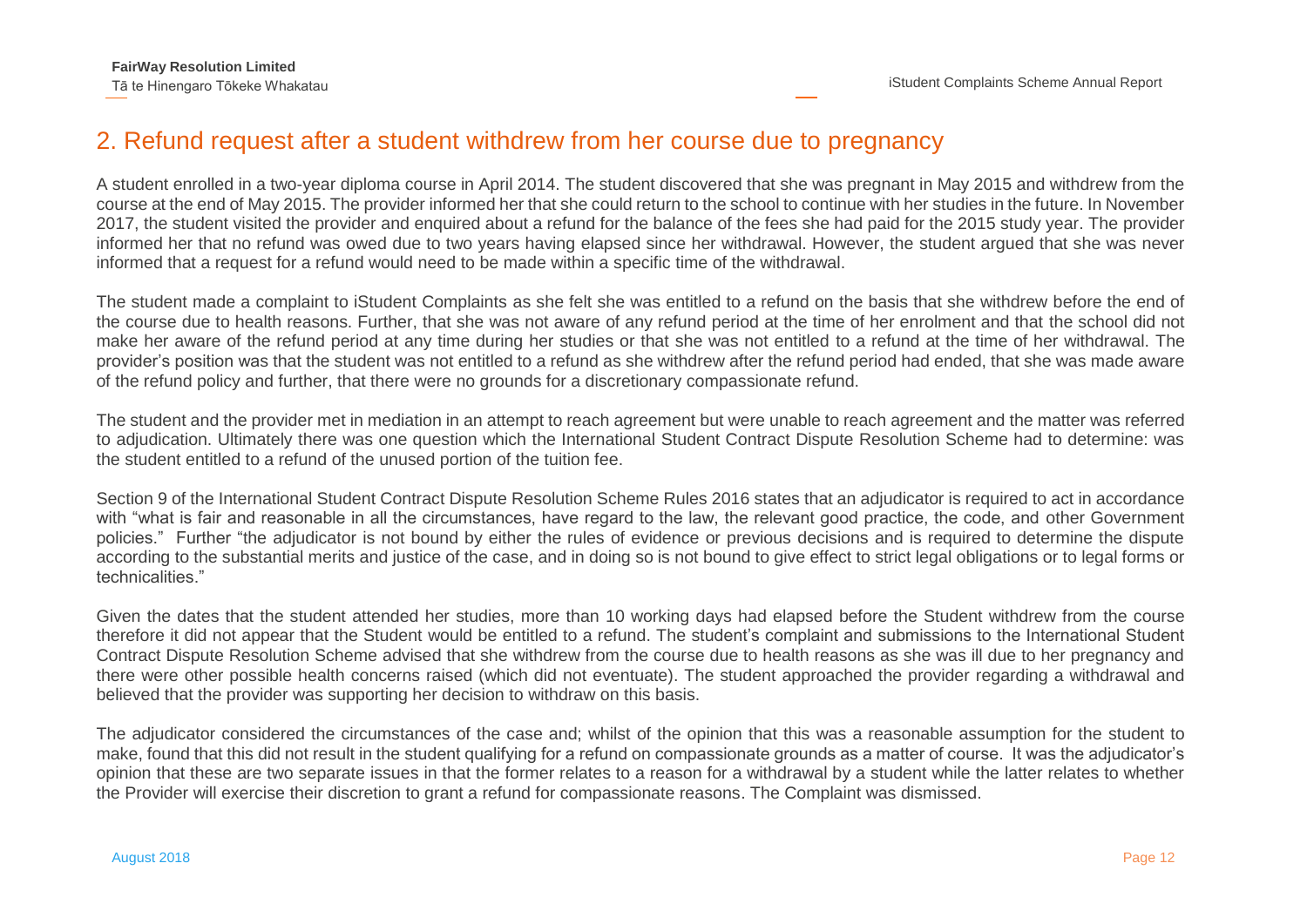## 2. Refund request after a student withdrew from her course due to pregnancy

A student enrolled in a two-year diploma course in April 2014. The student discovered that she was pregnant in May 2015 and withdrew from the course at the end of May 2015. The provider informed her that she could return to the school to continue with her studies in the future. In November 2017, the student visited the provider and enquired about a refund for the balance of the fees she had paid for the 2015 study year. The provider informed her that no refund was owed due to two years having elapsed since her withdrawal. However, the student argued that she was never informed that a request for a refund would need to be made within a specific time of the withdrawal.

The student made a complaint to iStudent Complaints as she felt she was entitled to a refund on the basis that she withdrew before the end of the course due to health reasons. Further, that she was not aware of any refund period at the time of her enrolment and that the school did not make her aware of the refund period at any time during her studies or that she was not entitled to a refund at the time of her withdrawal. The provider's position was that the student was not entitled to a refund as she withdrew after the refund period had ended, that she was made aware of the refund policy and further, that there were no grounds for a discretionary compassionate refund.

The student and the provider met in mediation in an attempt to reach agreement but were unable to reach agreement and the matter was referred to adjudication. Ultimately there was one question which the International Student Contract Dispute Resolution Scheme had to determine: was the student entitled to a refund of the unused portion of the tuition fee.

Section 9 of the International Student Contract Dispute Resolution Scheme Rules 2016 states that an adjudicator is required to act in accordance with "what is fair and reasonable in all the circumstances, have regard to the law, the relevant good practice, the code, and other Government policies." Further "the adjudicator is not bound by either the rules of evidence or previous decisions and is required to determine the dispute according to the substantial merits and justice of the case, and in doing so is not bound to give effect to strict legal obligations or to legal forms or technicalities."

Given the dates that the student attended her studies, more than 10 working days had elapsed before the Student withdrew from the course therefore it did not appear that the Student would be entitled to a refund. The student's complaint and submissions to the International Student Contract Dispute Resolution Scheme advised that she withdrew from the course due to health reasons as she was ill due to her pregnancy and there were other possible health concerns raised (which did not eventuate). The student approached the provider regarding a withdrawal and believed that the provider was supporting her decision to withdraw on this basis.

The adjudicator considered the circumstances of the case and; whilst of the opinion that this was a reasonable assumption for the student to make, found that this did not result in the student qualifying for a refund on compassionate grounds as a matter of course. It was the adjudicator's opinion that these are two separate issues in that the former relates to a reason for a withdrawal by a student while the latter relates to whether the Provider will exercise their discretion to grant a refund for compassionate reasons. The Complaint was dismissed.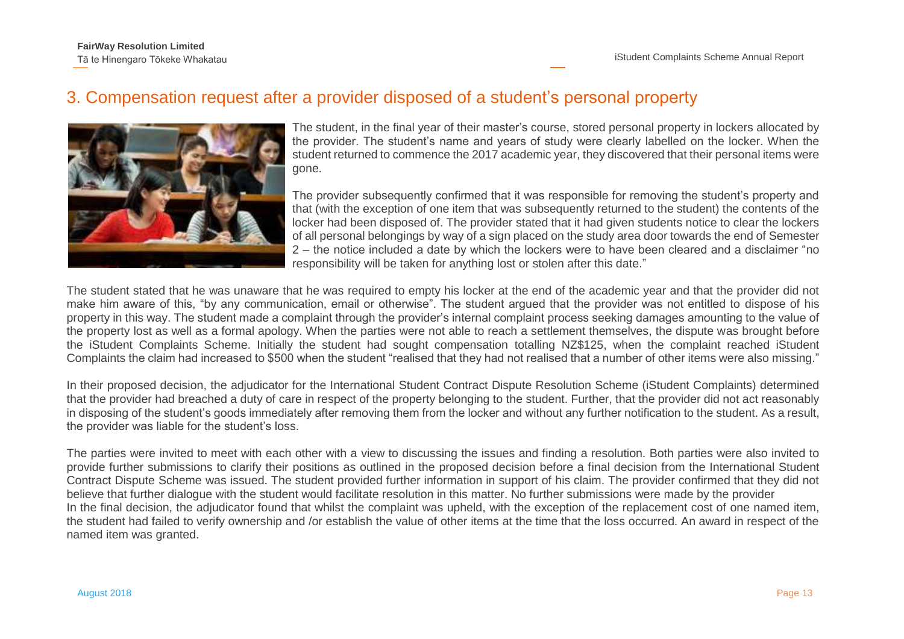## 3. Compensation request after a provider disposed of a student's personal property

The student, in the final year of their master's course, stored personal property in lockers allocated by the provider. The student's name and years of study were clearly labelled on the locker. When the student returned to commence the 2017 academic year, they discovered that their personal items were gone.

The provider subsequently confirmed that it was responsible for removing the student's property and that (with the exception of one item that was subsequently returned to the student) the contents of the locker had been disposed of. The provider stated that it had given students notice to clear the lockers of all personal belongings by way of a sign placed on the study area door towards the end of Semester 2 – the notice included a date by which the lockers were to have been cleared and a disclaimer "no responsibility will be taken for anything lost or stolen after this date."

The student stated that he was unaware that he was required to empty his locker at the end of the academic year and that the provider did not make him aware of this, "by any communication, email or otherwise". The student argued that the provider was not entitled to dispose of his property in this way. The student made a complaint through the provider's internal complaint process seeking damages amounting to the value of the property lost as well as a formal apology. When the parties were not able to reach a settlement themselves, the dispute was brought before the iStudent Complaints Scheme. Initially the student had sought compensation totalling NZ$125, when the complaint reached iStudent Complaints the claim had increased to $500 when the student "realised that they had not realised that a number of other items were also missing."

In their proposed decision, the adjudicator for the International Student Contract Dispute Resolution Scheme (iStudent Complaints) determined that the provider had breached a duty of care in respect of the property belonging to the student. Further, that the provider did not act reasonably in disposing of the student's goods immediately after removing them from the locker and without any further notification to the student. As a result, the provider was liable for the student's loss.

The parties were invited to meet with each other with a view to discussing the issues and finding a resolution. Both parties were also invited to provide further submissions to clarify their positions as outlined in the proposed decision before a final decision from the International Student Contract Dispute Scheme was issued. The student provided further information in support of his claim. The provider confirmed that they did not believe that further dialogue with the student would facilitate resolution in this matter. No further submissions were made by the provider
In the final decision, the adjudicator found that whilst the complaint was upheld, with the exception of the replacement cost of one named item, the student had failed to verify ownership and /or establish the value of other items at the time that the loss occurred. An award in respect of the named item was granted.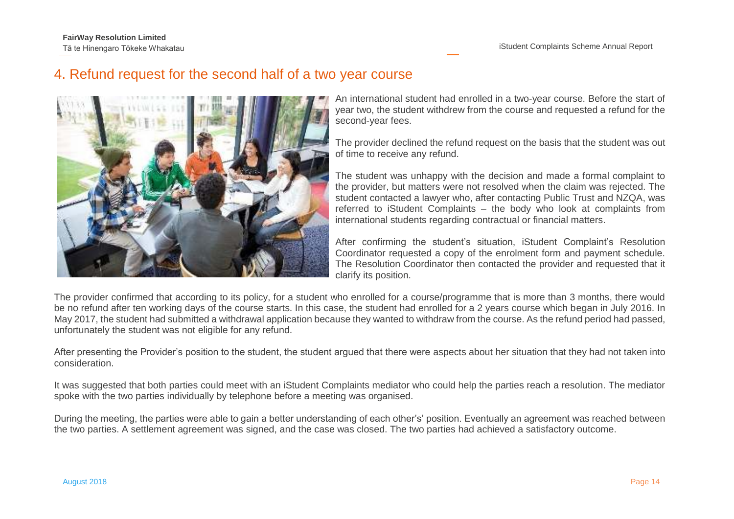## 4. Refund request for the second half of a two year course

An international student had enrolled in a two-year course. Before the start of year two, the student withdrew from the course and requested a refund for the second-year fees.

The provider declined the refund request on the basis that the student was out of time to receive any refund.

The student was unhappy with the decision and made a formal complaint to the provider, but matters were not resolved when the claim was rejected. The student contacted a lawyer who, after contacting Public Trust and NZQA, was referred to iStudent Complaints – the body who look at complaints from international students regarding contractual or financial matters.

After confirming the student's situation, iStudent Complaint's Resolution Coordinator requested a copy of the enrolment form and payment schedule. The Resolution Coordinator then contacted the provider and requested that it clarify its position.

The provider confirmed that according to its policy, for a student who enrolled for a course/programme that is more than 3 months, there would be no refund after ten working days of the course starts. In this case, the student had enrolled for a 2 years course which began in July 2016. In May 2017, the student had submitted a withdrawal application because they wanted to withdraw from the course. As the refund period had passed, unfortunately the student was not eligible for any refund.

After presenting the Provider's position to the student, the student argued that there were aspects about her situation that they had not taken into consideration.

It was suggested that both parties could meet with an iStudent Complaints mediator who could help the parties reach a resolution. The mediator spoke with the two parties individually by telephone before a meeting was organised.

During the meeting, the parties were able to gain a better understanding of each other's' position. Eventually an agreement was reached between the two parties. A settlement agreement was signed, and the case was closed. The two parties had achieved a satisfactory outcome.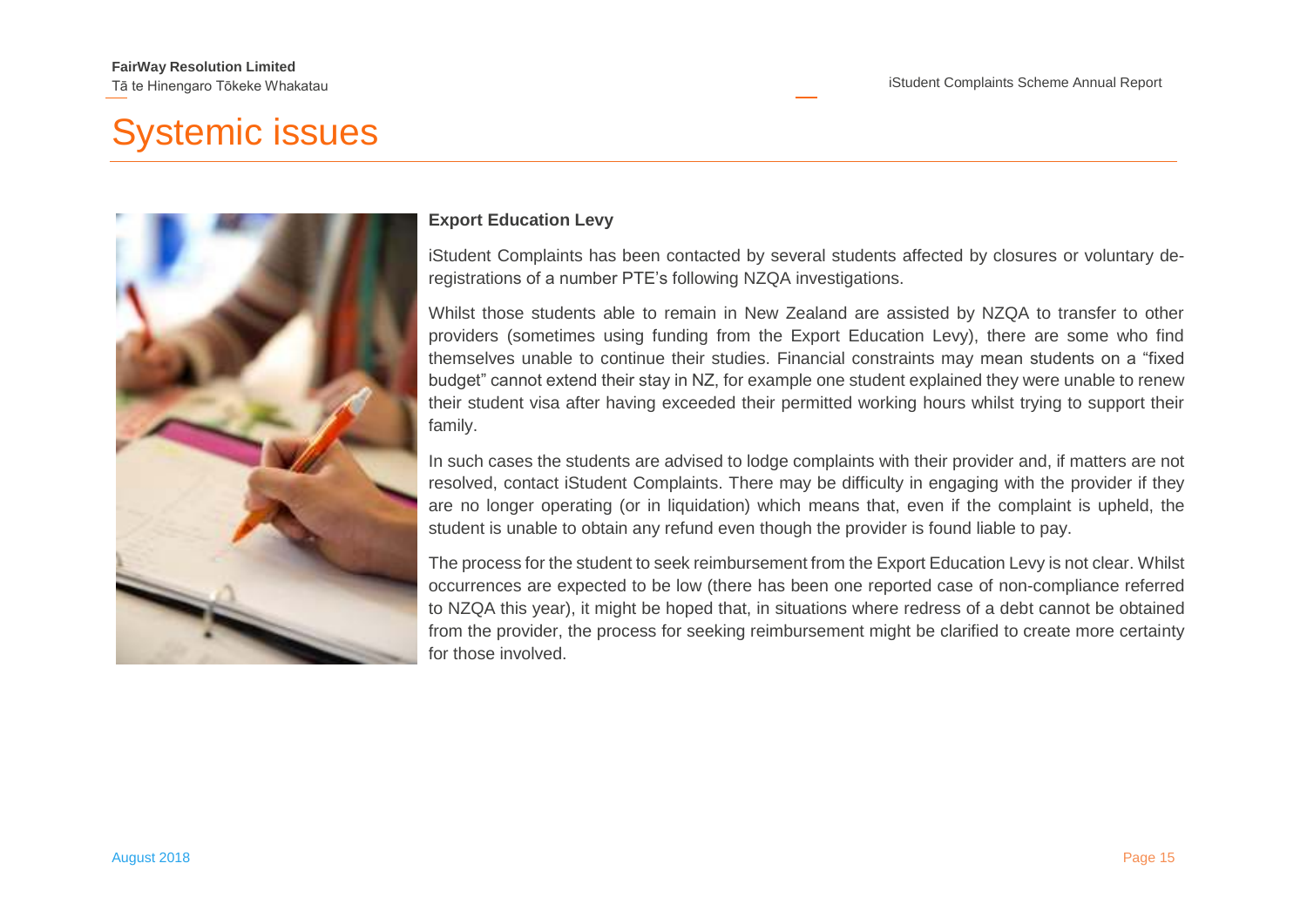# Systemic issues

**Export Education Levy**

iStudent Complaints has been contacted by several students affected by closures or voluntary de-registrations of a number PTE's following NZQA investigations.

Whilst those students able to remain in New Zealand are assisted by NZQA to transfer to other providers (sometimes using funding from the Export Education Levy), there are some who find themselves unable to continue their studies. Financial constraints may mean students on a "fixed budget" cannot extend their stay in NZ, for example one student explained they were unable to renew their student visa after having exceeded their permitted working hours whilst trying to support their family.

In such cases the students are advised to lodge complaints with their provider and, if matters are not resolved, contact iStudent Complaints. There may be difficulty in engaging with the provider if they are no longer operating (or in liquidation) which means that, even if the complaint is upheld, the student is unable to obtain any refund even though the provider is found liable to pay.

The process for the student to seek reimbursement from the Export Education Levy is not clear. Whilst occurrences are expected to be low (there has been one reported case of non-compliance referred to NZQA this year), it might be hoped that, in situations where redress of a debt cannot be obtained from the provider, the process for seeking reimbursement might be clarified to create more certainty for those involved.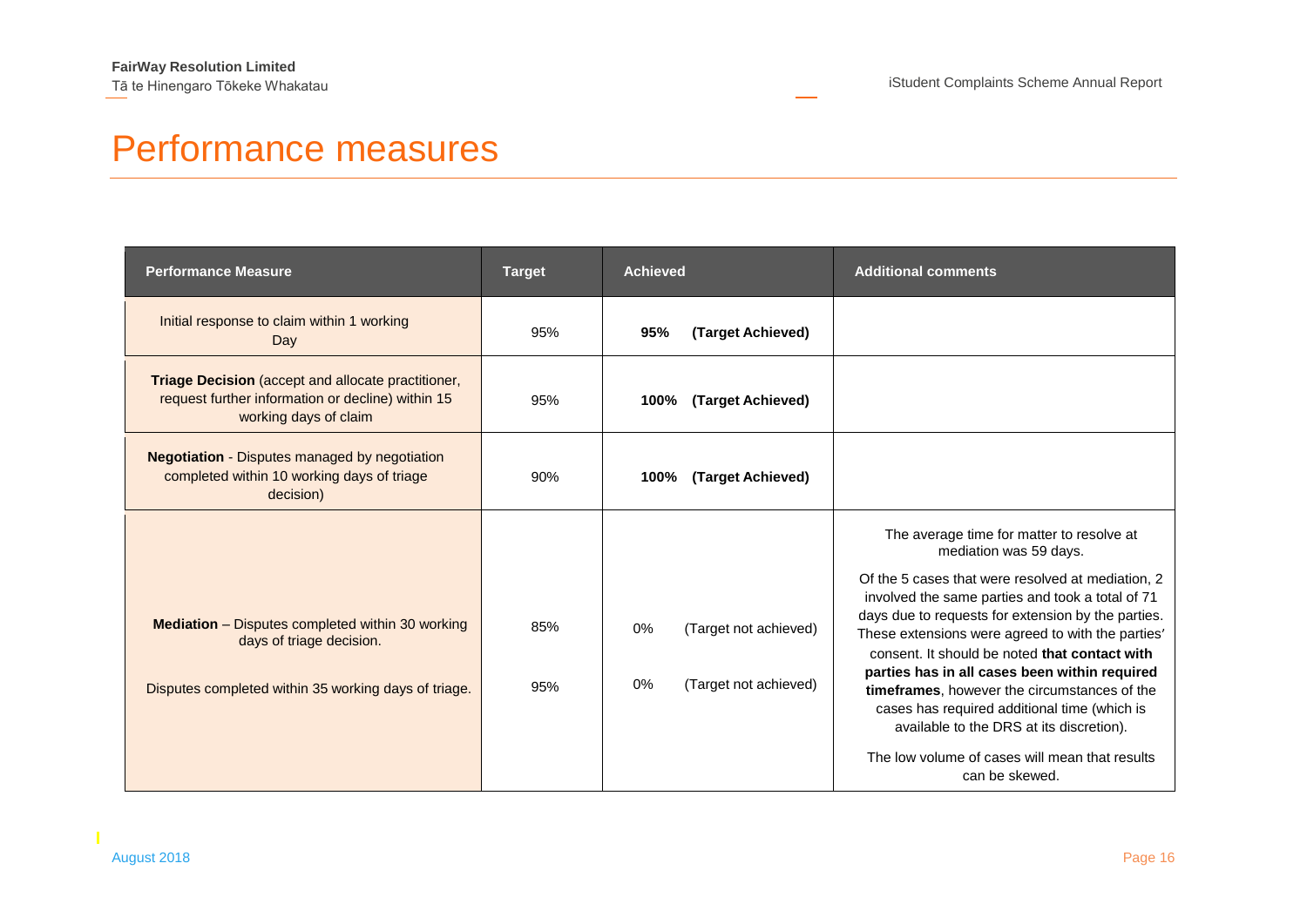# Performance measures

| Performance Measure | Target | Achieved | Additional comments |
|---|---|---|---|
| Initial response to claim within 1 working Day | 95% | **95% (Target Achieved)** | |
| **Triage Decision** (accept and allocate practitioner, request further information or decline) within 15 working days of claim | 95% | **100% (Target Achieved)** | |
| **Negotiation** - Disputes managed by negotiation completed within 10 working days of triage decision) | 90% | **100% (Target Achieved)** | |
| **Mediation** – Disputes completed within 30 working days of triage decision.<br><br>Disputes completed within 35 working days of triage. | 85%<br><br>95% | 0% (Target not achieved)<br><br>0% (Target not achieved) | The average time for matter to resolve at mediation was 59 days.<br><br>Of the 5 cases that were resolved at mediation, 2 involved the same parties and took a total of 71 days due to requests for extension by the parties. These extensions were agreed to with the parties' consent. It should be noted **that contact with parties has in all cases been within required timeframes**, however the circumstances of the cases has required additional time (which is available to the DRS at its discretion).<br><br>The low volume of cases will mean that results can be skewed. |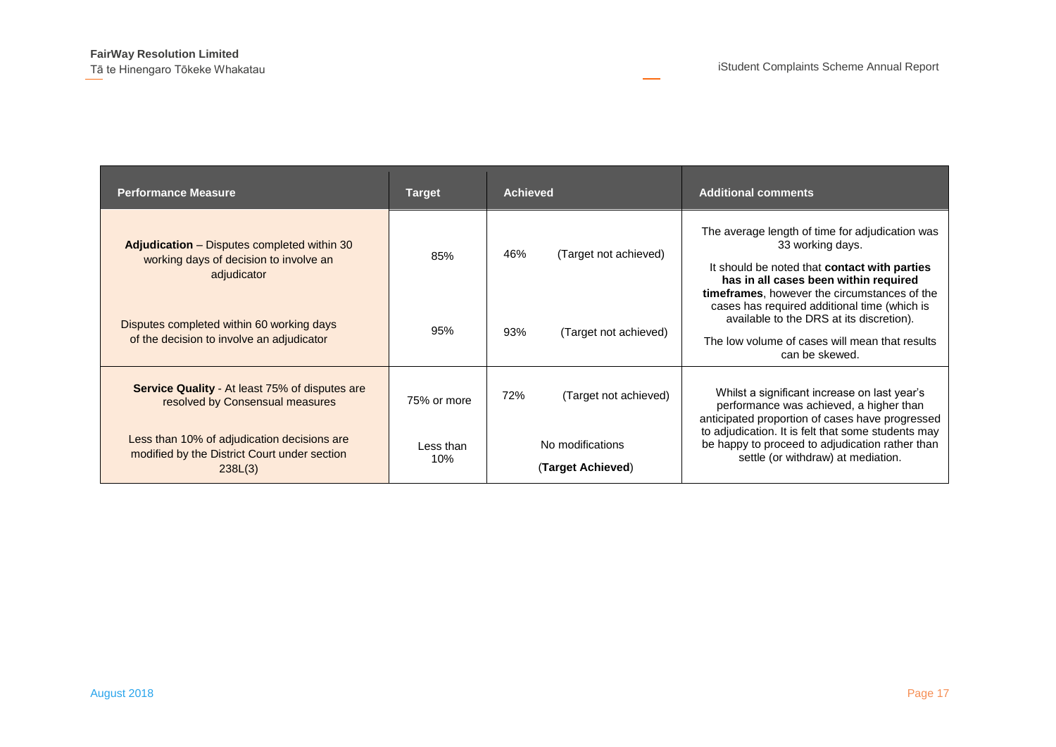| Performance Measure | Target | Achieved | Additional comments |
| --- | --- | --- | --- |
| **Adjudication** – Disputes completed within 30 working days of decision to involve an adjudicator | 85% | 46% (Target not achieved) | The average length of time for adjudication was 33 working days.<br><br>It should be noted that **contact with parties has in all cases been within required timeframes**, however the circumstances of the cases has required additional time (which is available to the DRS at its discretion).<br><br>The low volume of cases will mean that results can be skewed. |
| Disputes completed within 60 working days of the decision to involve an adjudicator | 95% | 93% (Target not achieved) | |
| **Service Quality** - At least 75% of disputes are resolved by Consensual measures | 75% or more | 72% (Target not achieved) | Whilst a significant increase on last year's performance was achieved, a higher than anticipated proportion of cases have progressed to adjudication. It is felt that some students may be happy to proceed to adjudication rather than settle (or withdraw) at mediation. |
| Less than 10% of adjudication decisions are modified by the District Court under section 238L(3) | Less than 10% | No modifications (**Target Achieved**) | |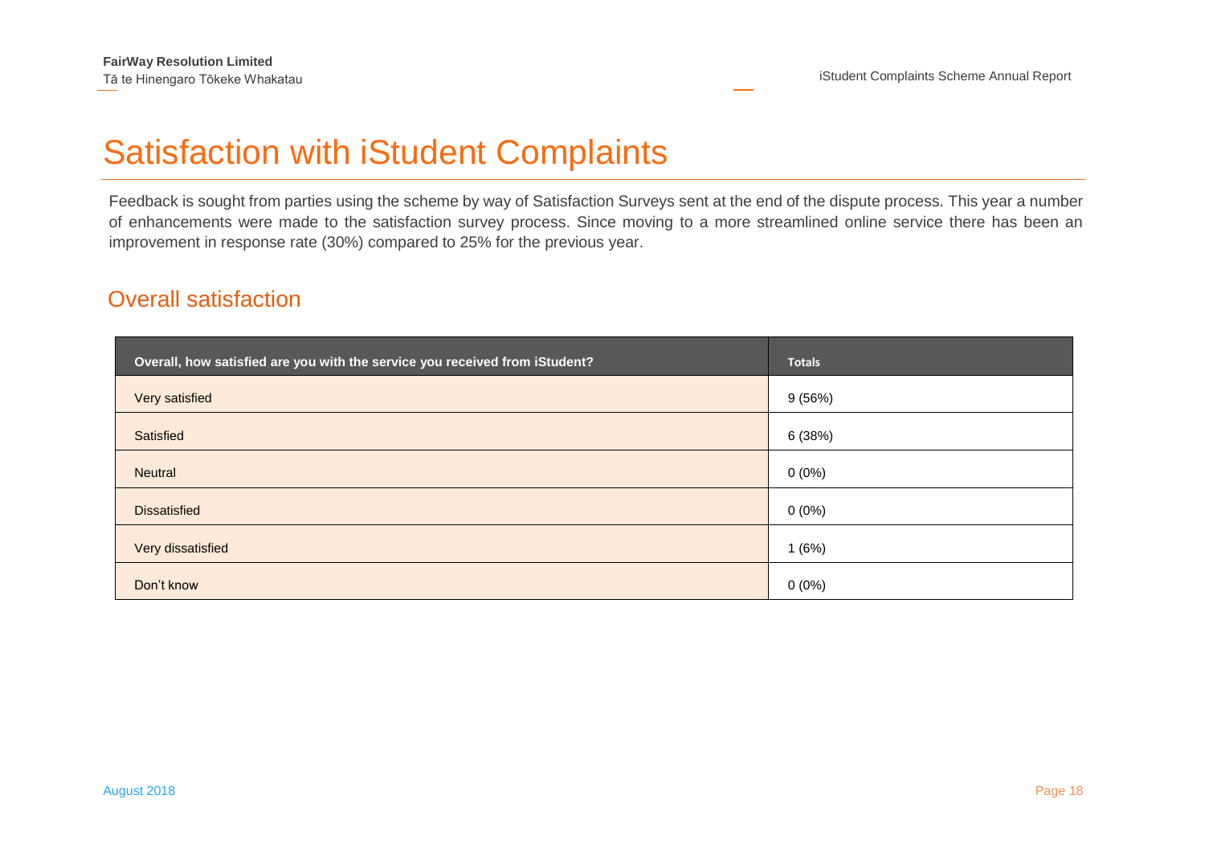# Satisfaction with iStudent Complaints

Feedback is sought from parties using the scheme by way of Satisfaction Surveys sent at the end of the dispute process. This year a number of enhancements were made to the satisfaction survey process. Since moving to a more streamlined online service there has been an improvement in response rate (30%) compared to 25% for the previous year.

## Overall satisfaction

| Overall, how satisfied are you with the service you received from iStudent? | Totals |
|---|---|
| Very satisfied | 9 (56%) |
| Satisfied | 6 (38%) |
| Neutral | 0 (0%) |
| Dissatisfied | 0 (0%) |
| Very dissatisfied | 1 (6%) |
| Don't know | 0 (0%) |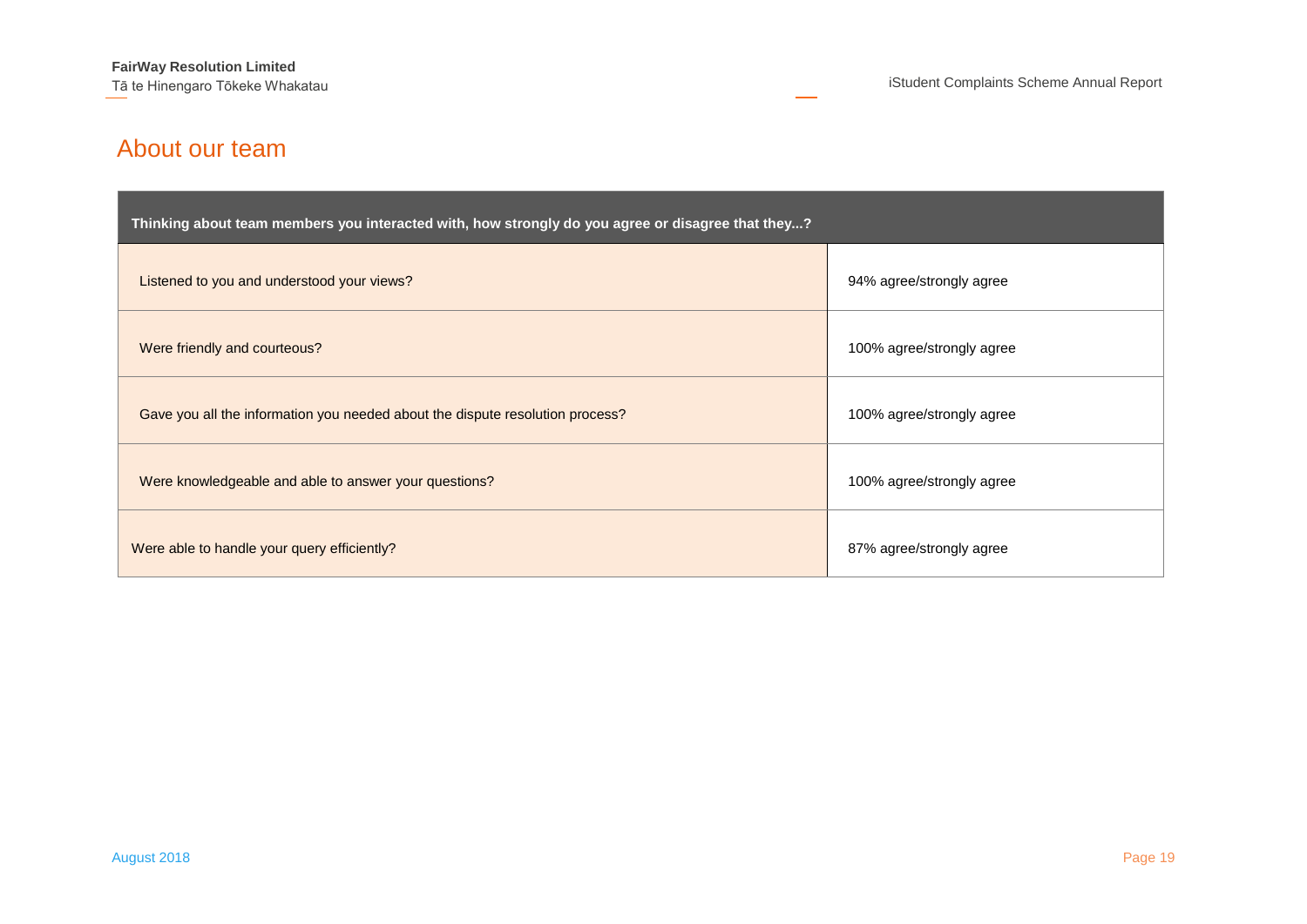## About our team

| Thinking about team members you interacted with, how strongly do you agree or disagree that they...? | |
|---|---|
| Listened to you and understood your views? | 94% agree/strongly agree |
| Were friendly and courteous? | 100% agree/strongly agree |
| Gave you all the information you needed about the dispute resolution process? | 100% agree/strongly agree |
| Were knowledgeable and able to answer your questions? | 100% agree/strongly agree |
| Were able to handle your query efficiently? | 87% agree/strongly agree |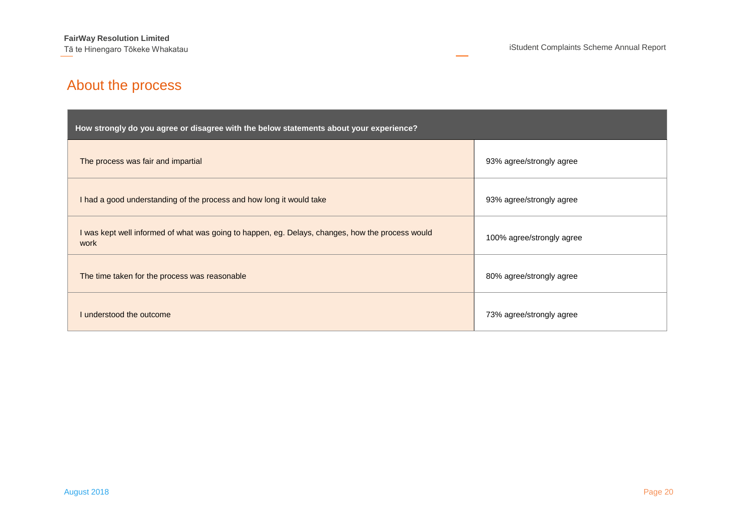## About the process

| How strongly do you agree or disagree with the below statements about your experience? | |
|---|---|
| The process was fair and impartial | 93% agree/strongly agree |
| I had a good understanding of the process and how long it would take | 93% agree/strongly agree |
| I was kept well informed of what was going to happen, eg. Delays, changes, how the process would work | 100% agree/strongly agree |
| The time taken for the process was reasonable | 80% agree/strongly agree |
| I understood the outcome | 73% agree/strongly agree |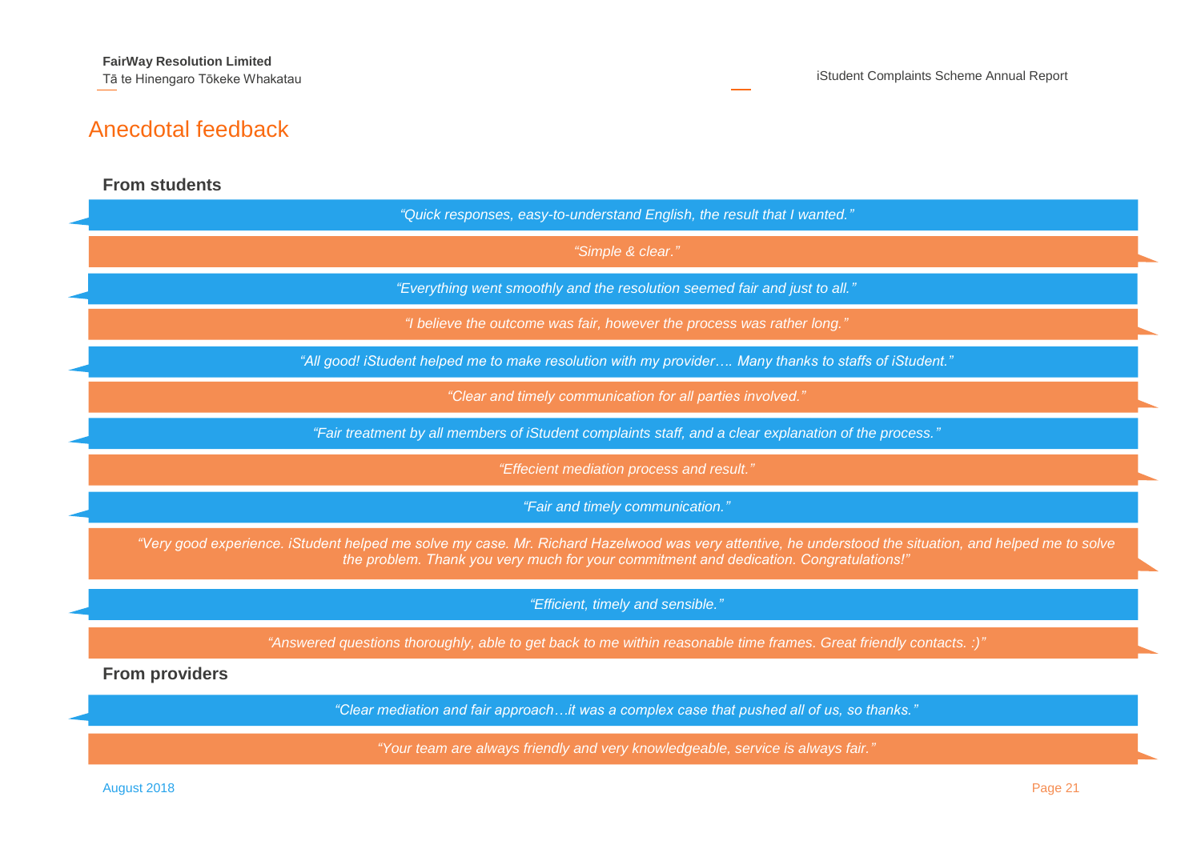# Anecdotal feedback

### From students

*"Quick responses, easy-to-understand English, the result that I wanted."*

*"Simple & clear."*

*"Everything went smoothly and the resolution seemed fair and just to all."*

*"I believe the outcome was fair, however the process was rather long."*

*"All good! iStudent helped me to make resolution with my provider…. Many thanks to staffs of iStudent."*

*"Clear and timely communication for all parties involved."*

*"Fair treatment by all members of iStudent complaints staff, and a clear explanation of the process."*

*"Effecient mediation process and result."*

*"Fair and timely communication."*

*"Very good experience. iStudent helped me solve my case. Mr. Richard Hazelwood was very attentive, he understood the situation, and helped me to solve the problem. Thank you very much for your commitment and dedication. Congratulations!"*

*"Efficient, timely and sensible."*

*"Answered questions thoroughly, able to get back to me within reasonable time frames. Great friendly contacts. :)"*

### From providers

*"Clear mediation and fair approach…it was a complex case that pushed all of us, so thanks."*

*"Your team are always friendly and very knowledgeable, service is always fair."*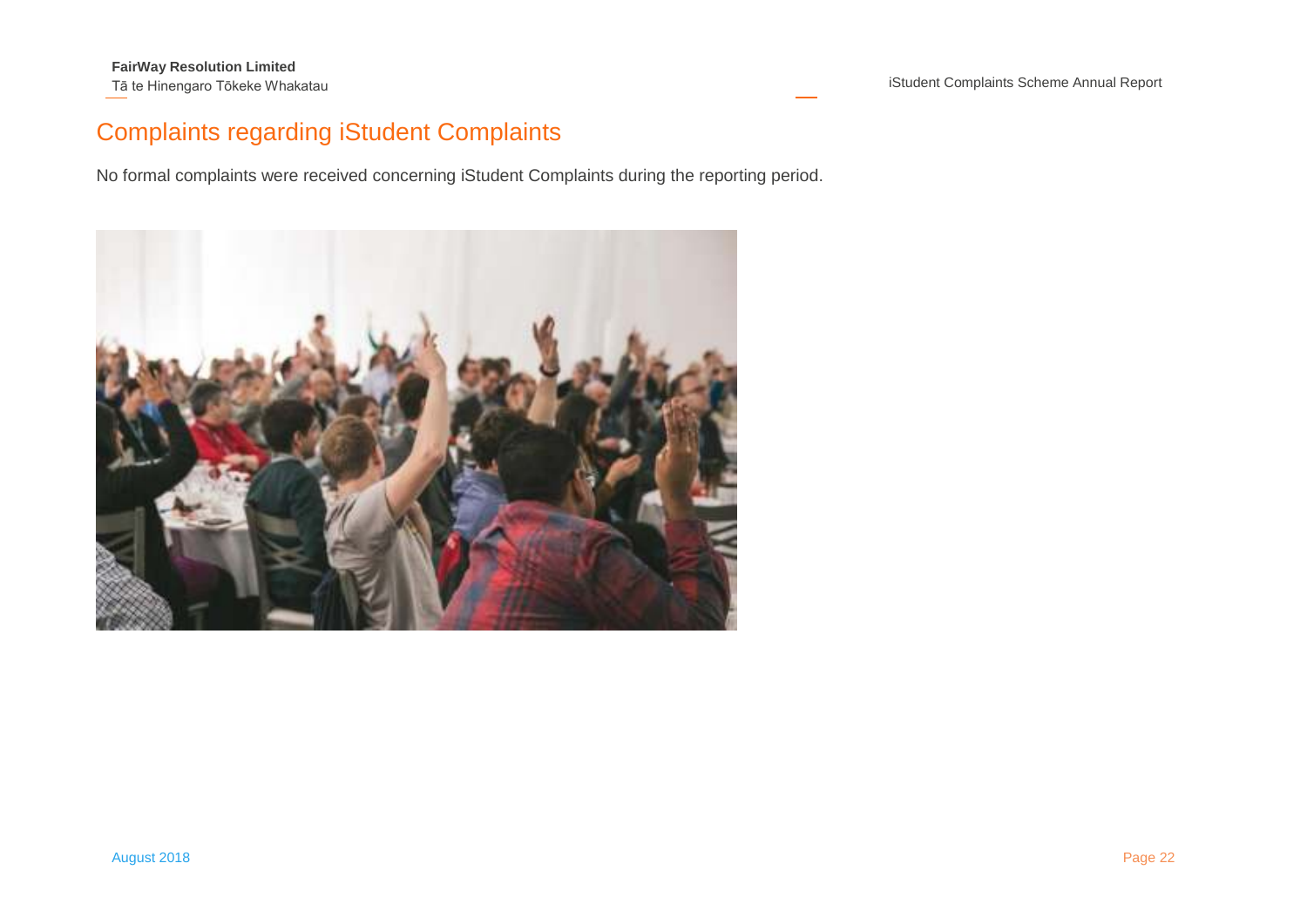## Complaints regarding iStudent Complaints

No formal complaints were received concerning iStudent Complaints during the reporting period.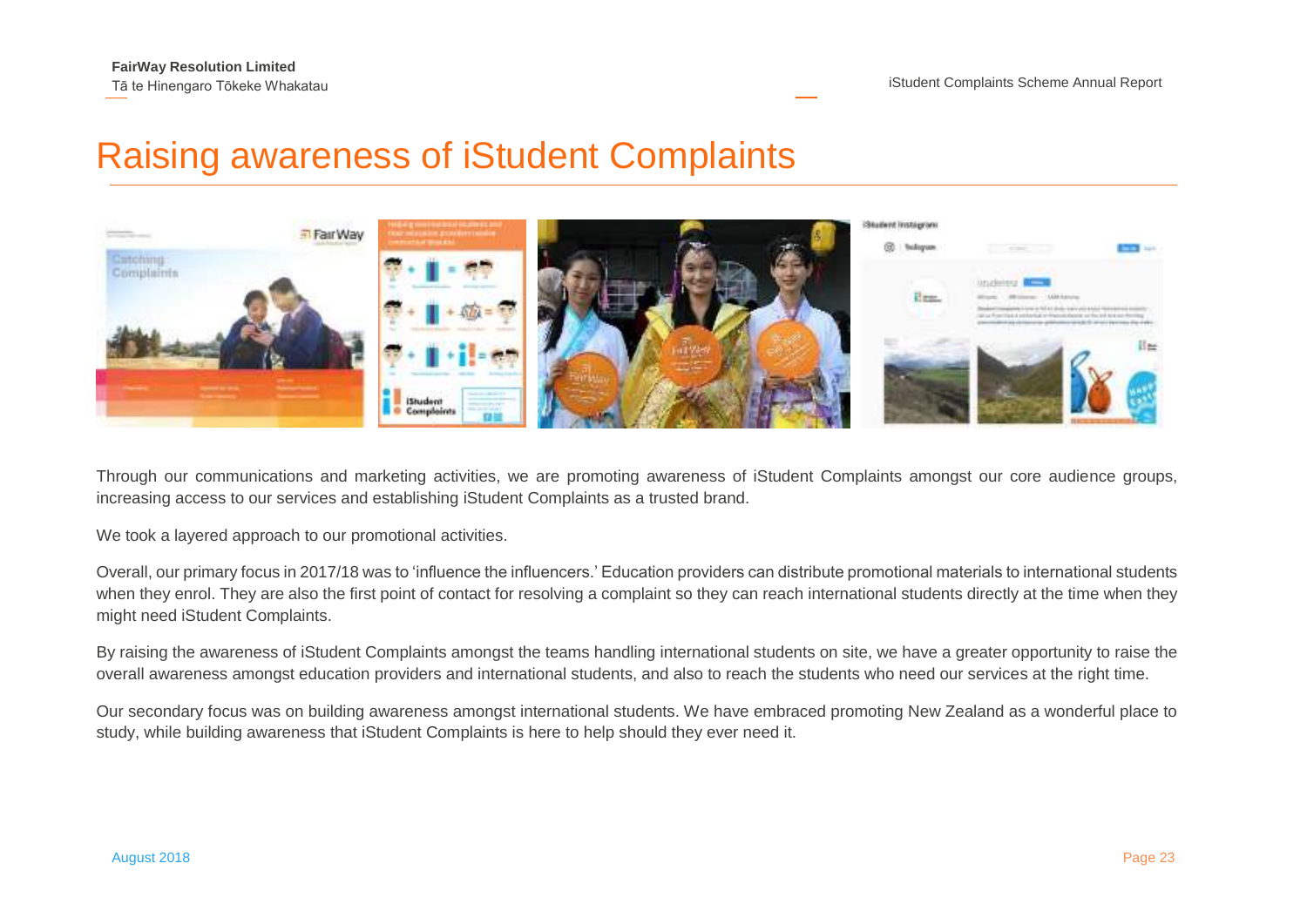# Raising awareness of iStudent Complaints

Through our communications and marketing activities, we are promoting awareness of iStudent Complaints amongst our core audience groups, increasing access to our services and establishing iStudent Complaints as a trusted brand.

We took a layered approach to our promotional activities.

Overall, our primary focus in 2017/18 was to 'influence the influencers.' Education providers can distribute promotional materials to international students when they enrol. They are also the first point of contact for resolving a complaint so they can reach international students directly at the time when they might need iStudent Complaints.

By raising the awareness of iStudent Complaints amongst the teams handling international students on site, we have a greater opportunity to raise the overall awareness amongst education providers and international students, and also to reach the students who need our services at the right time.

Our secondary focus was on building awareness amongst international students. We have embraced promoting New Zealand as a wonderful place to study, while building awareness that iStudent Complaints is here to help should they ever need it.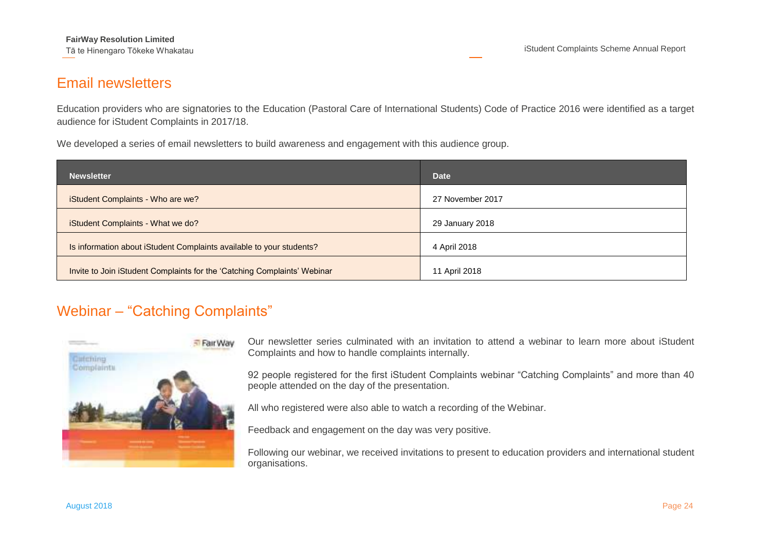## Email newsletters

Education providers who are signatories to the Education (Pastoral Care of International Students) Code of Practice 2016 were identified as a target audience for iStudent Complaints in 2017/18.

We developed a series of email newsletters to build awareness and engagement with this audience group.

| Newsletter | Date |
|---|---|
| iStudent Complaints - Who are we? | 27 November 2017 |
| iStudent Complaints - What we do? | 29 January 2018 |
| Is information about iStudent Complaints available to your students? | 4 April 2018 |
| Invite to Join iStudent Complaints for the 'Catching Complaints' Webinar | 11 April 2018 |

## Webinar – "Catching Complaints"

Our newsletter series culminated with an invitation to attend a webinar to learn more about iStudent Complaints and how to handle complaints internally.

92 people registered for the first iStudent Complaints webinar "Catching Complaints" and more than 40 people attended on the day of the presentation.

All who registered were also able to watch a recording of the Webinar.

Feedback and engagement on the day was very positive.

Following our webinar, we received invitations to present to education providers and international student organisations.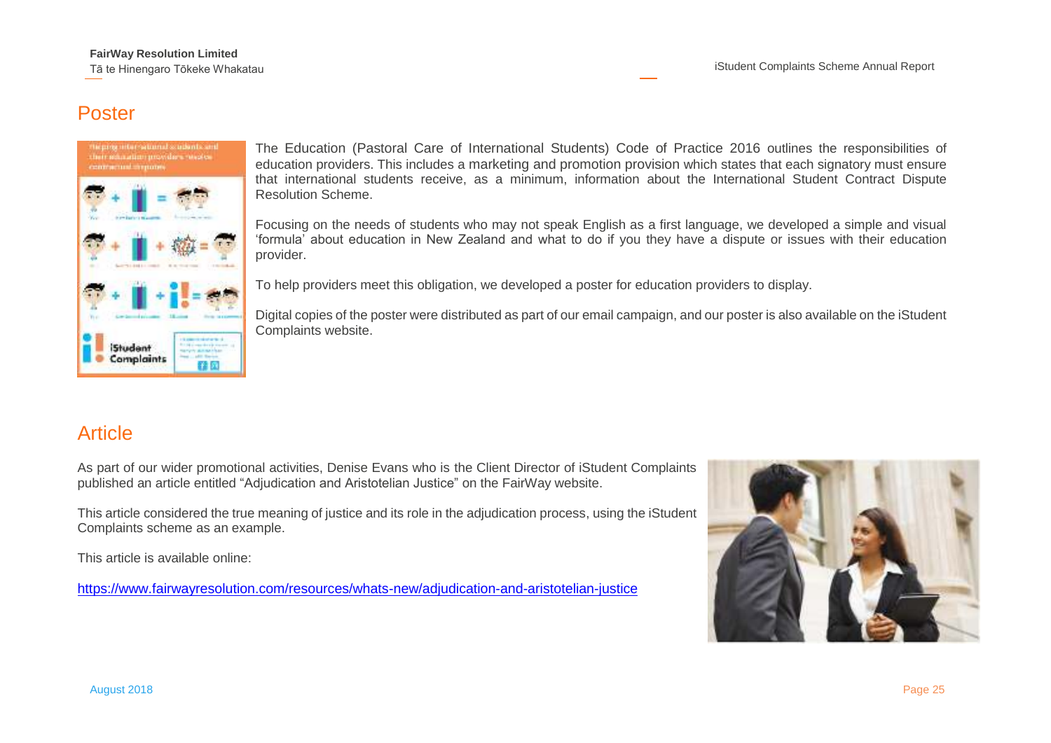## Poster

The Education (Pastoral Care of International Students) Code of Practice 2016 outlines the responsibilities of education providers. This includes a marketing and promotion provision which states that each signatory must ensure that international students receive, as a minimum, information about the International Student Contract Dispute Resolution Scheme.

Focusing on the needs of students who may not speak English as a first language, we developed a simple and visual 'formula' about education in New Zealand and what to do if you they have a dispute or issues with their education provider.

To help providers meet this obligation, we developed a poster for education providers to display.

Digital copies of the poster were distributed as part of our email campaign, and our poster is also available on the iStudent Complaints website.

## Article

As part of our wider promotional activities, Denise Evans who is the Client Director of iStudent Complaints published an article entitled "Adjudication and Aristotelian Justice" on the FairWay website.

This article considered the true meaning of justice and its role in the adjudication process, using the iStudent Complaints scheme as an example.

This article is available online:

https://www.fairwayresolution.com/resources/whats-new/adjudication-and-aristotelian-justice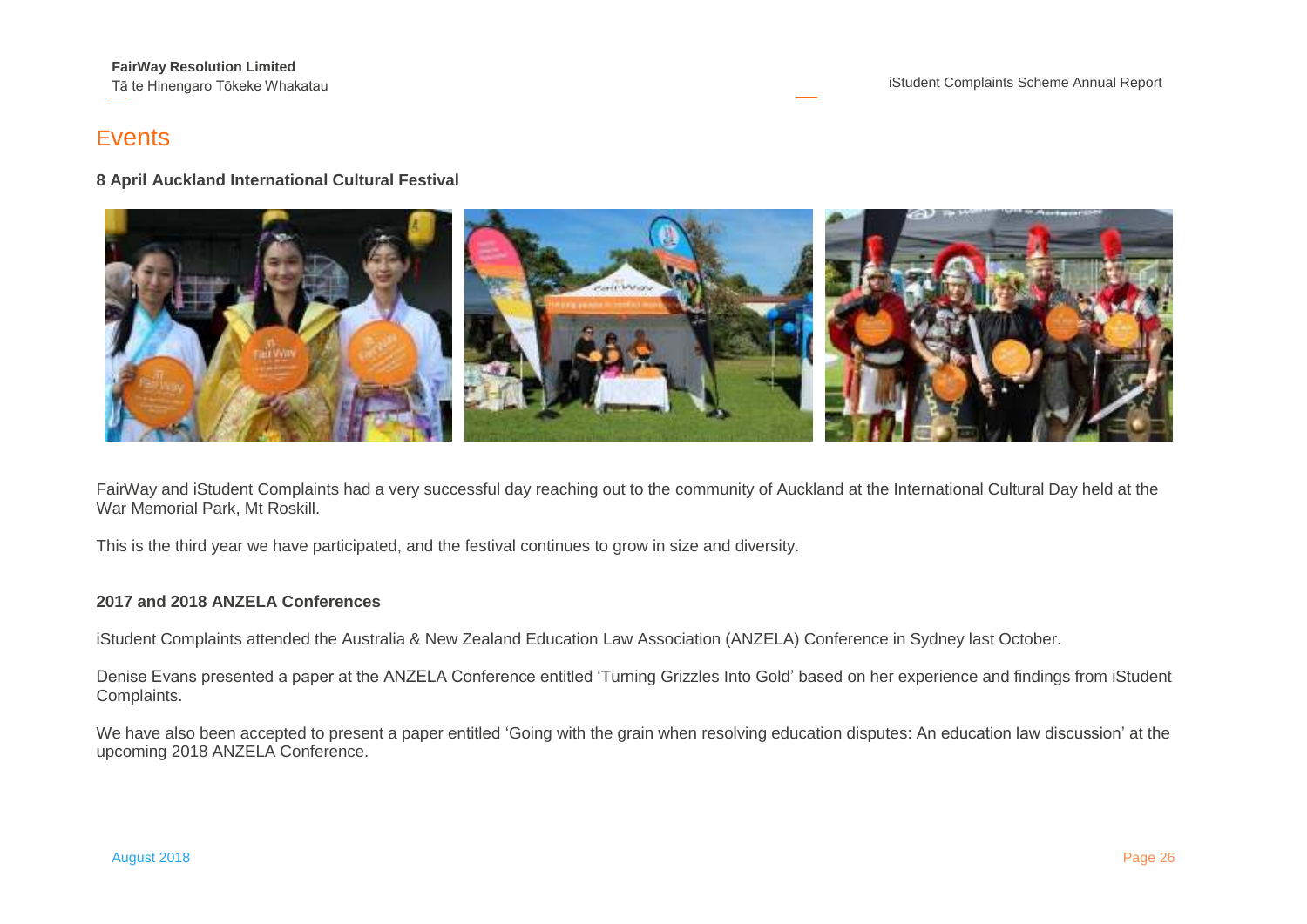# Events

**8 April Auckland International Cultural Festival**

FairWay and iStudent Complaints had a very successful day reaching out to the community of Auckland at the International Cultural Day held at the War Memorial Park, Mt Roskill.

This is the third year we have participated, and the festival continues to grow in size and diversity.

**2017 and 2018 ANZELA Conferences**

iStudent Complaints attended the Australia & New Zealand Education Law Association (ANZELA) Conference in Sydney last October.

Denise Evans presented a paper at the ANZELA Conference entitled 'Turning Grizzles Into Gold' based on her experience and findings from iStudent Complaints.

We have also been accepted to present a paper entitled 'Going with the grain when resolving education disputes: An education law discussion' at the upcoming 2018 ANZELA Conference.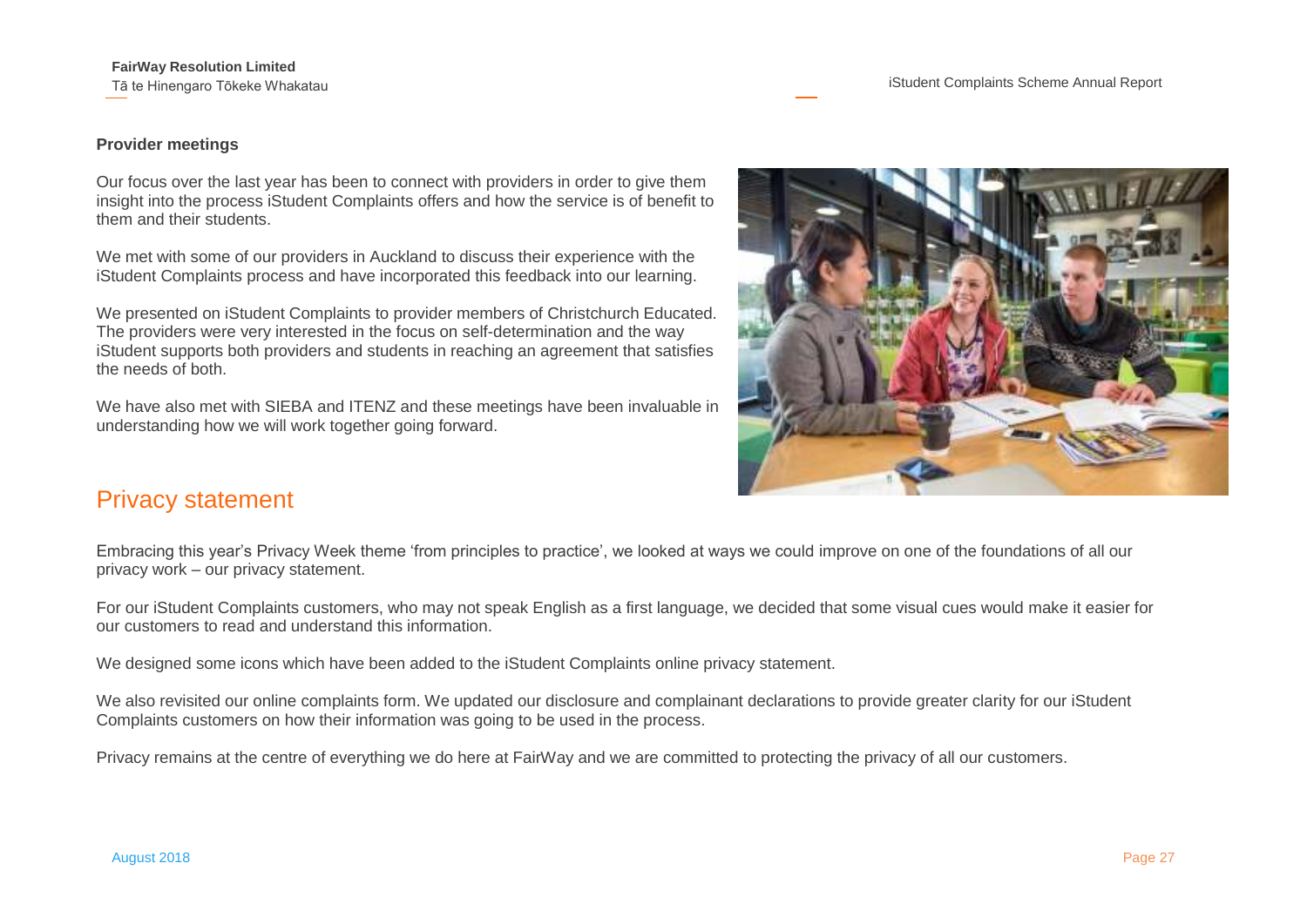### Provider meetings

Our focus over the last year has been to connect with providers in order to give them insight into the process iStudent Complaints offers and how the service is of benefit to them and their students.

We met with some of our providers in Auckland to discuss their experience with the iStudent Complaints process and have incorporated this feedback into our learning.

We presented on iStudent Complaints to provider members of Christchurch Educated. The providers were very interested in the focus on self-determination and the way iStudent supports both providers and students in reaching an agreement that satisfies the needs of both.

We have also met with SIEBA and ITENZ and these meetings have been invaluable in understanding how we will work together going forward.

## Privacy statement

Embracing this year's Privacy Week theme 'from principles to practice', we looked at ways we could improve on one of the foundations of all our privacy work – our privacy statement.

For our iStudent Complaints customers, who may not speak English as a first language, we decided that some visual cues would make it easier for our customers to read and understand this information.

We designed some icons which have been added to the iStudent Complaints online privacy statement.

We also revisited our online complaints form. We updated our disclosure and complainant declarations to provide greater clarity for our iStudent Complaints customers on how their information was going to be used in the process.

Privacy remains at the centre of everything we do here at FairWay and we are committed to protecting the privacy of all our customers.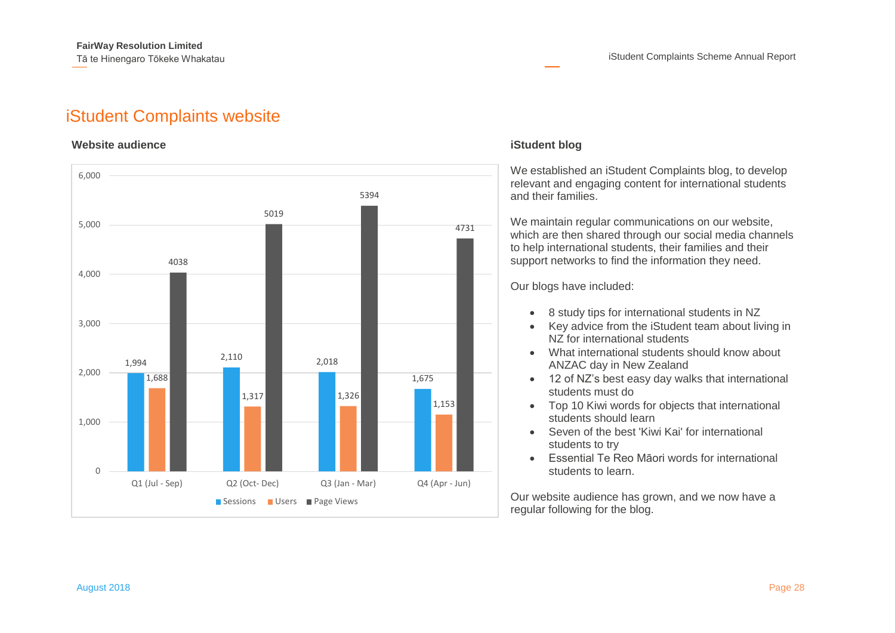# iStudent Complaints website

## Website audience

| | Sessions | Users | Page Views |
|---|---|---|---|
| Q1 (Jul - Sep) | 1,994 | 1,688 | 4038 |
| Q2 (Oct- Dec) | 2,110 | 1,317 | 5019 |
| Q3 (Jan - Mar) | 2,018 | 1,326 | 5394 |
| Q4 (Apr - Jun) | 1,675 | 1,153 | 4731 |

## iStudent blog

We established an iStudent Complaints blog, to develop relevant and engaging content for international students and their families.

We maintain regular communications on our website, which are then shared through our social media channels to help international students, their families and their support networks to find the information they need.

Our blogs have included:

- 8 study tips for international students in NZ
- Key advice from the iStudent team about living in NZ for international students
- What international students should know about ANZAC day in New Zealand
- 12 of NZ's best easy day walks that international students must do
- Top 10 Kiwi words for objects that international students should learn
- Seven of the best 'Kiwi Kai' for international students to try
- Essential Te Reo Māori words for international students to learn.

Our website audience has grown, and we now have a regular following for the blog.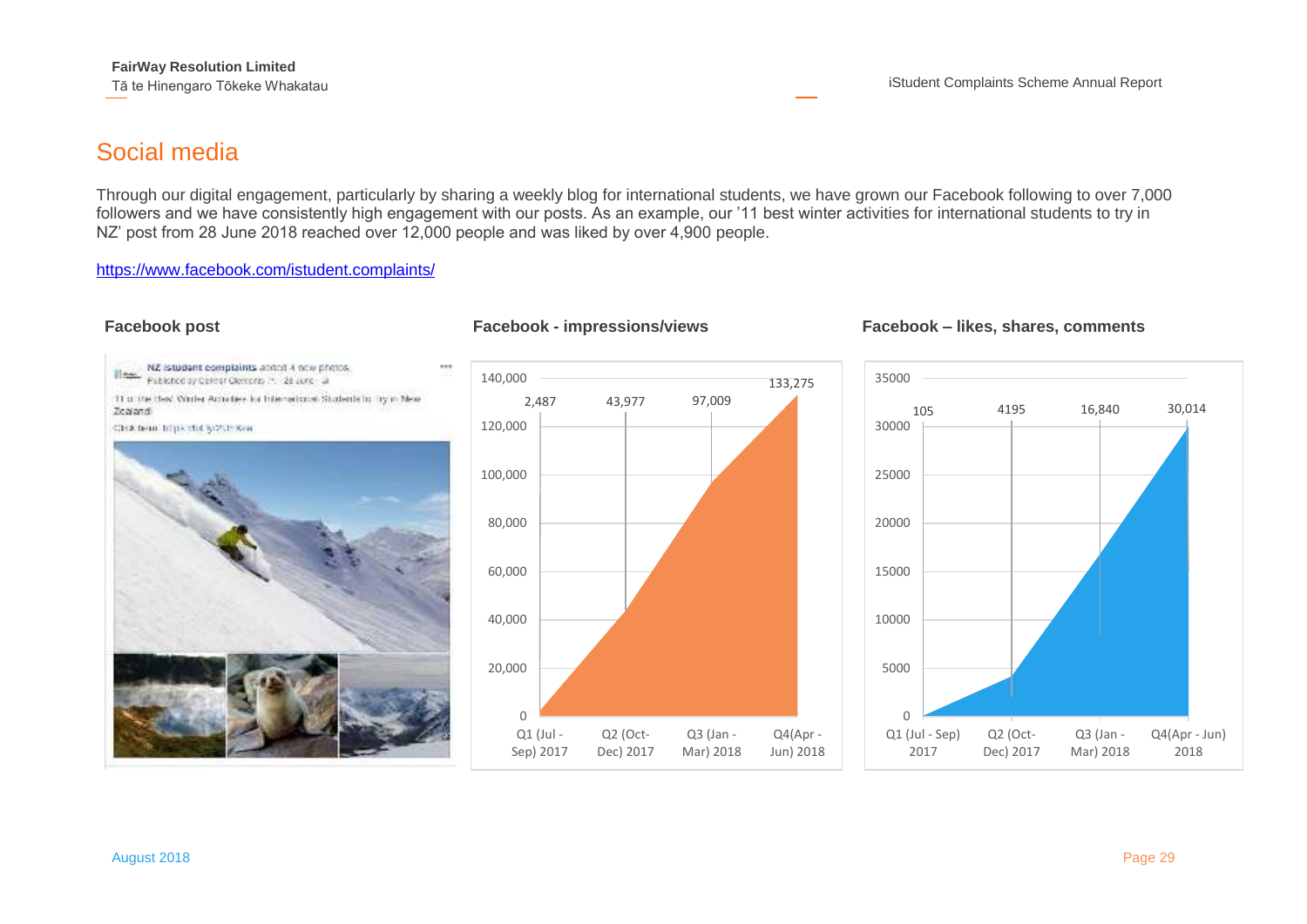## Social media

Through our digital engagement, particularly by sharing a weekly blog for international students, we have grown our Facebook following to over 7,000 followers and we have consistently high engagement with our posts. As an example, our '11 best winter activities for international students to try in NZ' post from 28 June 2018 reached over 12,000 people and was liked by over 4,900 people.

https://www.facebook.com/istudent.complaints/

**Facebook post**

**Facebook - impressions/views**

| Quarter | Impressions/views |
| --- | --- |
| Q1 (Jul - Sep) 2017 | 2,487 |
| Q2 (Oct-Dec) 2017 | 43,977 |
| Q3 (Jan - Mar) 2018 | 97,009 |
| Q4(Apr - Jun) 2018 | 133,275 |

**Facebook – likes, shares, comments**

| Quarter | Likes, shares, comments |
| --- | --- |
| Q1 (Jul - Sep) 2017 | 105 |
| Q2 (Oct-Dec) 2017 | 4195 |
| Q3 (Jan - Mar) 2018 | 16,840 |
| Q4(Apr - Jun) 2018 | 30,014 |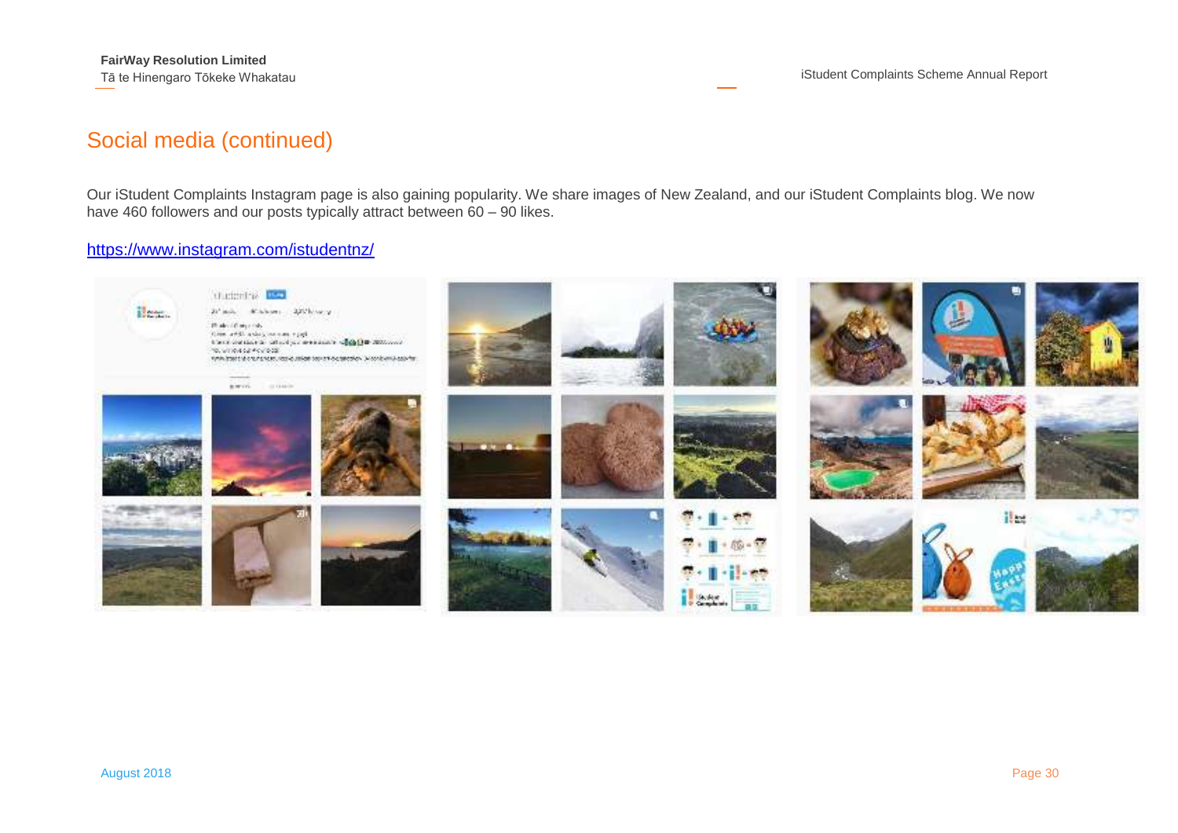## Social media (continued)

Our iStudent Complaints Instagram page is also gaining popularity. We share images of New Zealand, and our iStudent Complaints blog. We now have 460 followers and our posts typically attract between 60 – 90 likes.

https://www.instagram.com/istudentnz/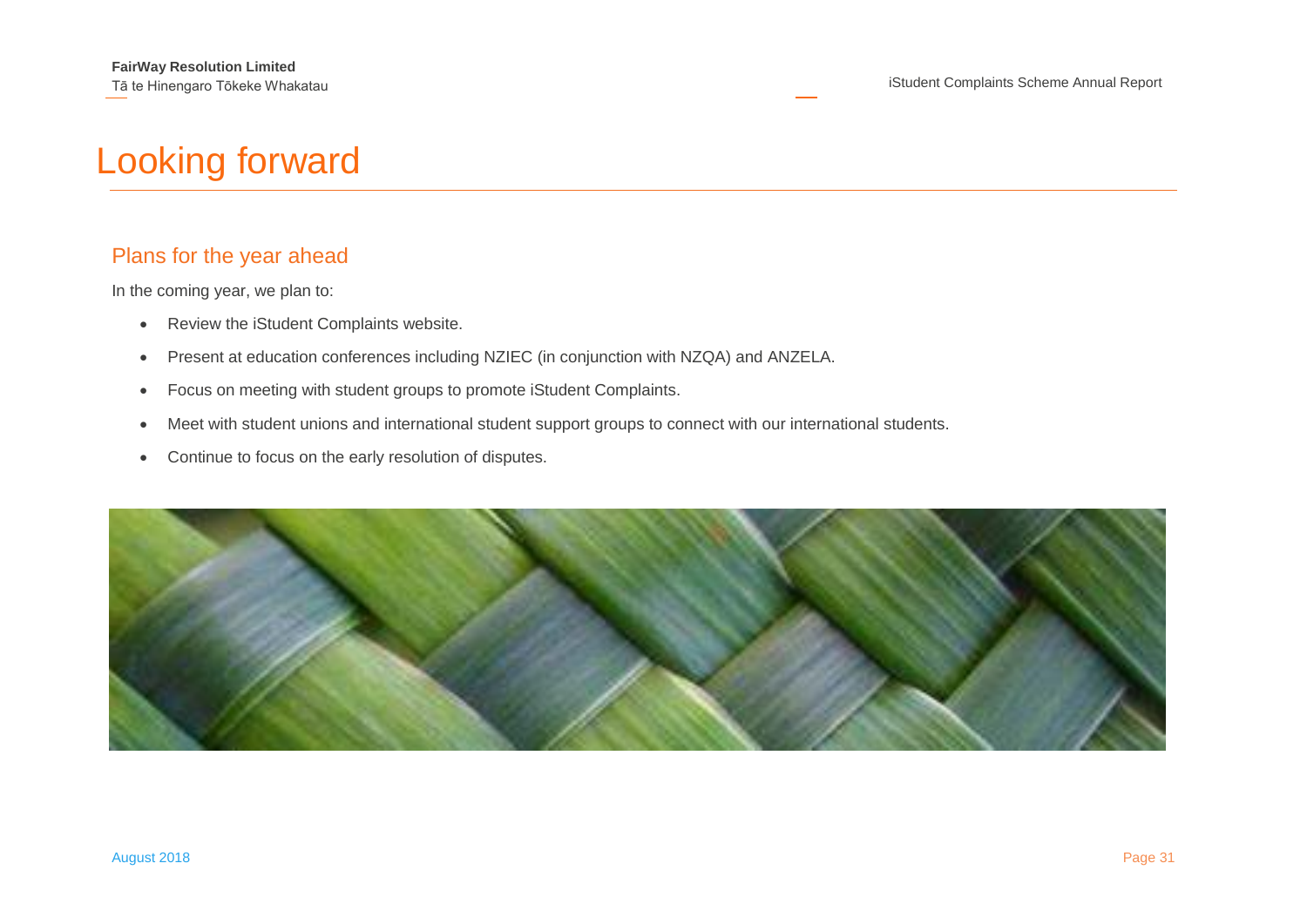# Looking forward

## Plans for the year ahead

In the coming year, we plan to:

- Review the iStudent Complaints website.
- Present at education conferences including NZIEC (in conjunction with NZQA) and ANZELA.
- Focus on meeting with student groups to promote iStudent Complaints.
- Meet with student unions and international student support groups to connect with our international students.
- Continue to focus on the early resolution of disputes.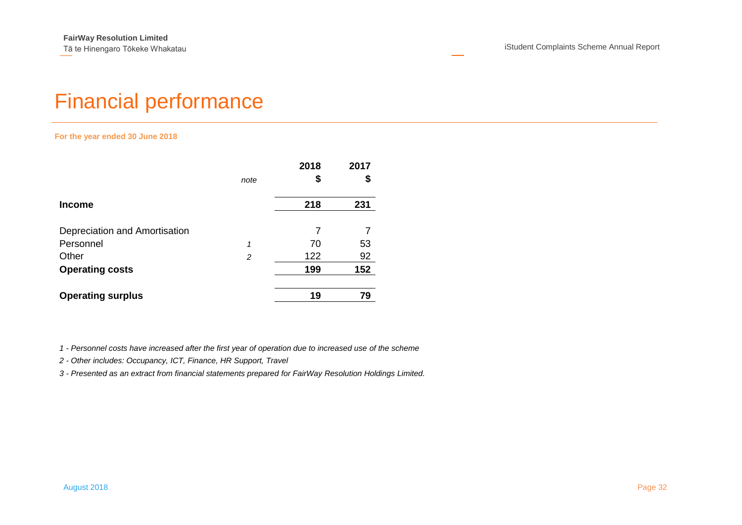# Financial performance

**For the year ended 30 June 2018**

| | note | 2018 $ | 2017 $ |
|---|---|---|---|
| **Income** | | **218** | **231** |
| Depreciation and Amortisation | | 7 | 7 |
| Personnel | *1* | 70 | 53 |
| Other | *2* | 122 | 92 |
| **Operating costs** | | **199** | **152** |
| **Operating surplus** | | **19** | **79** |

*1 - Personnel costs have increased after the first year of operation due to increased use of the scheme*

*2 - Other includes: Occupancy, ICT, Finance, HR Support, Travel*

*3 - Presented as an extract from financial statements prepared for FairWay Resolution Holdings Limited.*